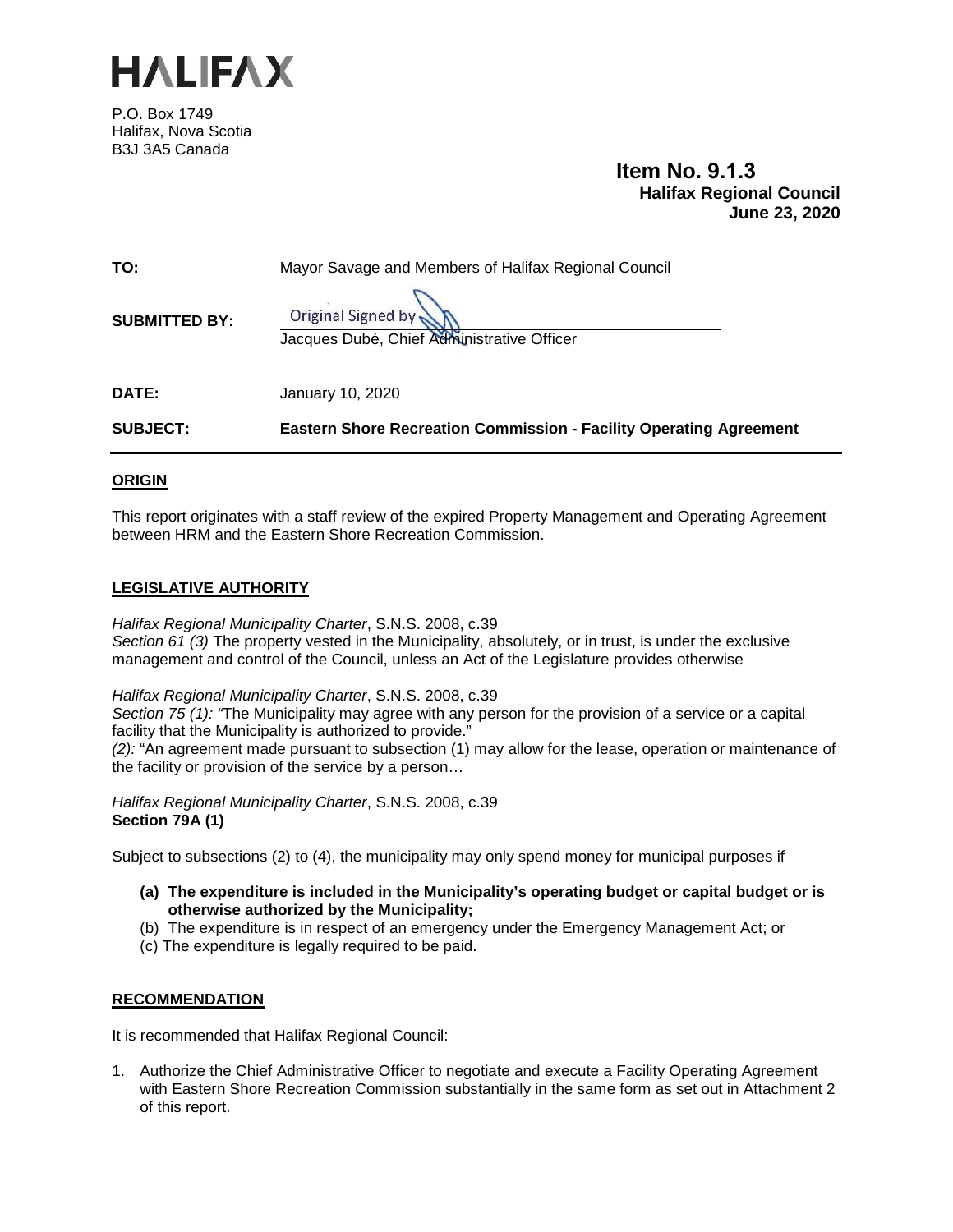# HALIFAX

P.O. Box 1749
Halifax, Nova Scotia
B3J 3A5 Canada

**Item No. 9.1.3**
**Halifax Regional Council**
**June 23, 2020**

| | |
|---|---|
| **TO:** | Mayor Savage and Members of Halifax Regional Council |
| **SUBMITTED BY:** | Original Signed by<br>Jacques Dubé, Chief Administrative Officer |
| **DATE:** | January 10, 2020 |
| **SUBJECT:** | **Eastern Shore Recreation Commission - Facility Operating Agreement** |

## ORIGIN

This report originates with a staff review of the expired Property Management and Operating Agreement between HRM and the Eastern Shore Recreation Commission.

## LEGISLATIVE AUTHORITY

*Halifax Regional Municipality Charter*, S.N.S. 2008, c.39
*Section 61 (3)* The property vested in the Municipality, absolutely, or in trust, is under the exclusive management and control of the Council, unless an Act of the Legislature provides otherwise

*Halifax Regional Municipality Charter*, S.N.S. 2008, c.39
*Section 75 (1): "*The Municipality may agree with any person for the provision of a service or a capital facility that the Municipality is authorized to provide."
*(2):* "An agreement made pursuant to subsection (1) may allow for the lease, operation or maintenance of the facility or provision of the service by a person…

*Halifax Regional Municipality Charter*, S.N.S. 2008, c.39
**Section 79A (1)**

Subject to subsections (2) to (4), the municipality may only spend money for municipal purposes if

- **(a) The expenditure is included in the Municipality's operating budget or capital budget or is otherwise authorized by the Municipality;**
- (b) The expenditure is in respect of an emergency under the Emergency Management Act; or
- (c) The expenditure is legally required to be paid.

## RECOMMENDATION

It is recommended that Halifax Regional Council:

1. Authorize the Chief Administrative Officer to negotiate and execute a Facility Operating Agreement with Eastern Shore Recreation Commission substantially in the same form as set out in Attachment 2 of this report.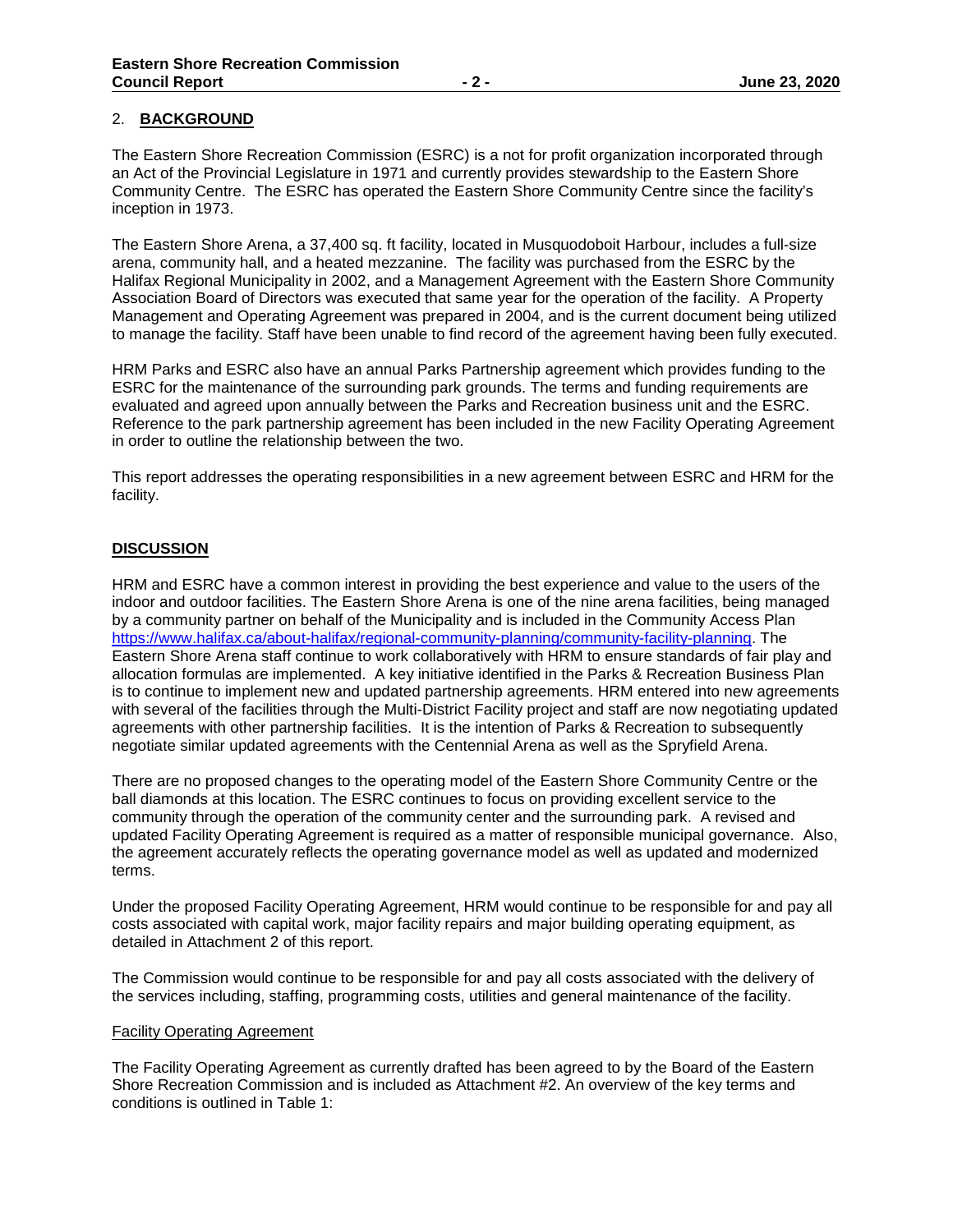## 2. **BACKGROUND**

The Eastern Shore Recreation Commission (ESRC) is a not for profit organization incorporated through an Act of the Provincial Legislature in 1971 and currently provides stewardship to the Eastern Shore Community Centre. The ESRC has operated the Eastern Shore Community Centre since the facility's inception in 1973.

The Eastern Shore Arena, a 37,400 sq. ft facility, located in Musquodoboit Harbour, includes a full-size arena, community hall, and a heated mezzanine. The facility was purchased from the ESRC by the Halifax Regional Municipality in 2002, and a Management Agreement with the Eastern Shore Community Association Board of Directors was executed that same year for the operation of the facility. A Property Management and Operating Agreement was prepared in 2004, and is the current document being utilized to manage the facility. Staff have been unable to find record of the agreement having been fully executed.

HRM Parks and ESRC also have an annual Parks Partnership agreement which provides funding to the ESRC for the maintenance of the surrounding park grounds. The terms and funding requirements are evaluated and agreed upon annually between the Parks and Recreation business unit and the ESRC. Reference to the park partnership agreement has been included in the new Facility Operating Agreement in order to outline the relationship between the two.

This report addresses the operating responsibilities in a new agreement between ESRC and HRM for the facility.

## **DISCUSSION**

HRM and ESRC have a common interest in providing the best experience and value to the users of the indoor and outdoor facilities. The Eastern Shore Arena is one of the nine arena facilities, being managed by a community partner on behalf of the Municipality and is included in the Community Access Plan [https://www.halifax.ca/about-halifax/regional-community-planning/community-facility-planning](https://www.halifax.ca/about-halifax/regional-community-planning/community-facility-planning). The Eastern Shore Arena staff continue to work collaboratively with HRM to ensure standards of fair play and allocation formulas are implemented. A key initiative identified in the Parks & Recreation Business Plan is to continue to implement new and updated partnership agreements. HRM entered into new agreements with several of the facilities through the Multi-District Facility project and staff are now negotiating updated agreements with other partnership facilities. It is the intention of Parks & Recreation to subsequently negotiate similar updated agreements with the Centennial Arena as well as the Spryfield Arena.

There are no proposed changes to the operating model of the Eastern Shore Community Centre or the ball diamonds at this location. The ESRC continues to focus on providing excellent service to the community through the operation of the community center and the surrounding park. A revised and updated Facility Operating Agreement is required as a matter of responsible municipal governance. Also, the agreement accurately reflects the operating governance model as well as updated and modernized terms.

Under the proposed Facility Operating Agreement, HRM would continue to be responsible for and pay all costs associated with capital work, major facility repairs and major building operating equipment, as detailed in Attachment 2 of this report.

The Commission would continue to be responsible for and pay all costs associated with the delivery of the services including, staffing, programming costs, utilities and general maintenance of the facility.

### Facility Operating Agreement

The Facility Operating Agreement as currently drafted has been agreed to by the Board of the Eastern Shore Recreation Commission and is included as Attachment #2. An overview of the key terms and conditions is outlined in Table 1: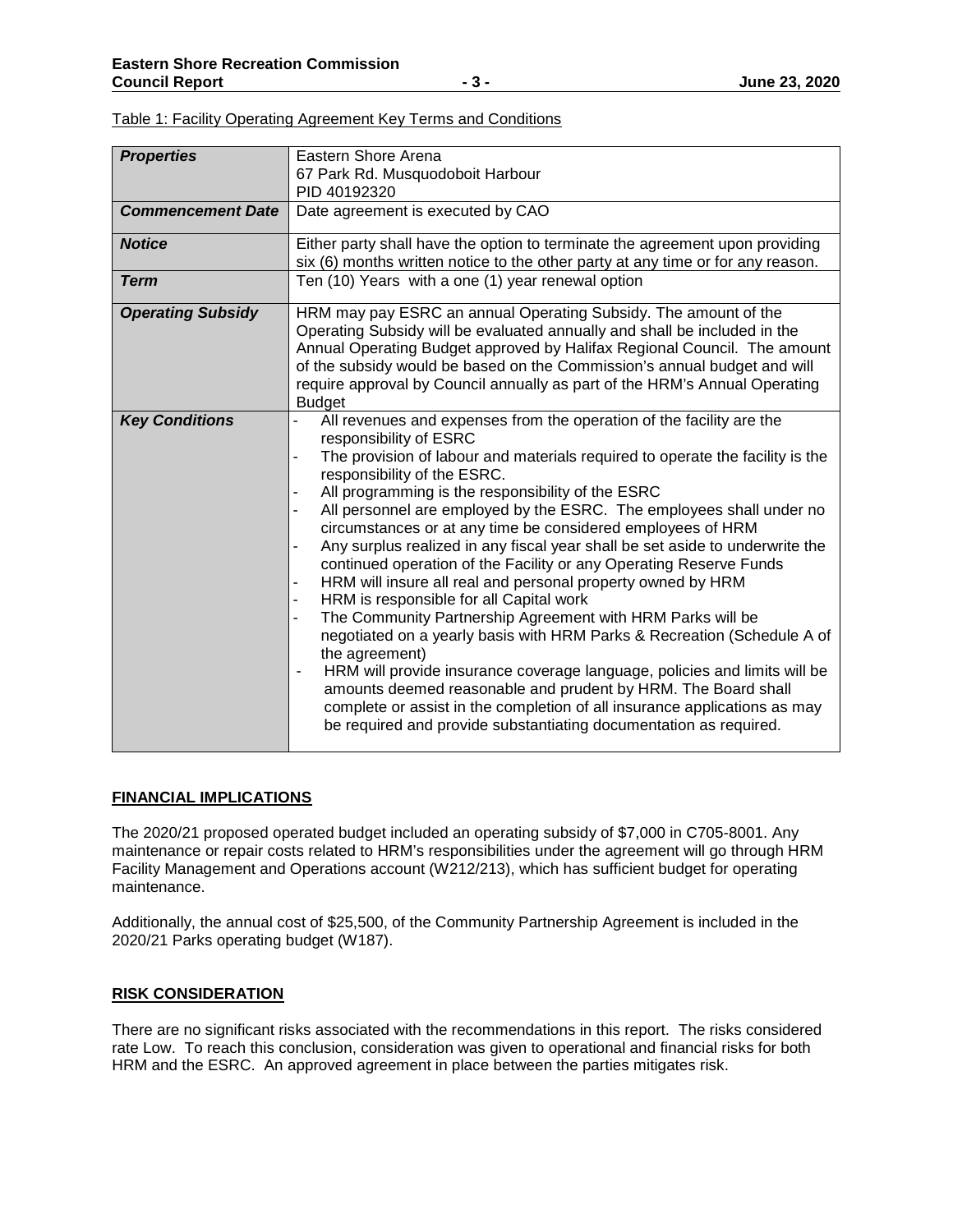Table 1: Facility Operating Agreement Key Terms and Conditions

| | |
|---|---|
| ***Properties*** | Eastern Shore Arena<br>67 Park Rd. Musquodoboit Harbour<br>PID 40192320 |
| ***Commencement Date*** | Date agreement is executed by CAO |
| ***Notice*** | Either party shall have the option to terminate the agreement upon providing six (6) months written notice to the other party at any time or for any reason. |
| ***Term*** | Ten (10) Years with a one (1) year renewal option |
| ***Operating Subsidy*** | HRM may pay ESRC an annual Operating Subsidy. The amount of the Operating Subsidy will be evaluated annually and shall be included in the Annual Operating Budget approved by Halifax Regional Council. The amount of the subsidy would be based on the Commission's annual budget and will require approval by Council annually as part of the HRM's Annual Operating Budget |
| ***Key Conditions*** | - All revenues and expenses from the operation of the facility are the responsibility of ESRC<br>- The provision of labour and materials required to operate the facility is the responsibility of the ESRC.<br>- All programming is the responsibility of the ESRC<br>- All personnel are employed by the ESRC. The employees shall under no circumstances or at any time be considered employees of HRM<br>- Any surplus realized in any fiscal year shall be set aside to underwrite the continued operation of the Facility or any Operating Reserve Funds<br>- HRM will insure all real and personal property owned by HRM<br>- HRM is responsible for all Capital work<br>- The Community Partnership Agreement with HRM Parks will be negotiated on a yearly basis with HRM Parks & Recreation (Schedule A of the agreement)<br>- HRM will provide insurance coverage language, policies and limits will be amounts deemed reasonable and prudent by HRM. The Board shall complete or assist in the completion of all insurance applications as may be required and provide substantiating documentation as required. |

## FINANCIAL IMPLICATIONS

The 2020/21 proposed operated budget included an operating subsidy of $7,000 in C705-8001. Any maintenance or repair costs related to HRM's responsibilities under the agreement will go through HRM Facility Management and Operations account (W212/213), which has sufficient budget for operating maintenance.

Additionally, the annual cost of $25,500, of the Community Partnership Agreement is included in the 2020/21 Parks operating budget (W187).

## RISK CONSIDERATION

There are no significant risks associated with the recommendations in this report. The risks considered rate Low. To reach this conclusion, consideration was given to operational and financial risks for both HRM and the ESRC. An approved agreement in place between the parties mitigates risk.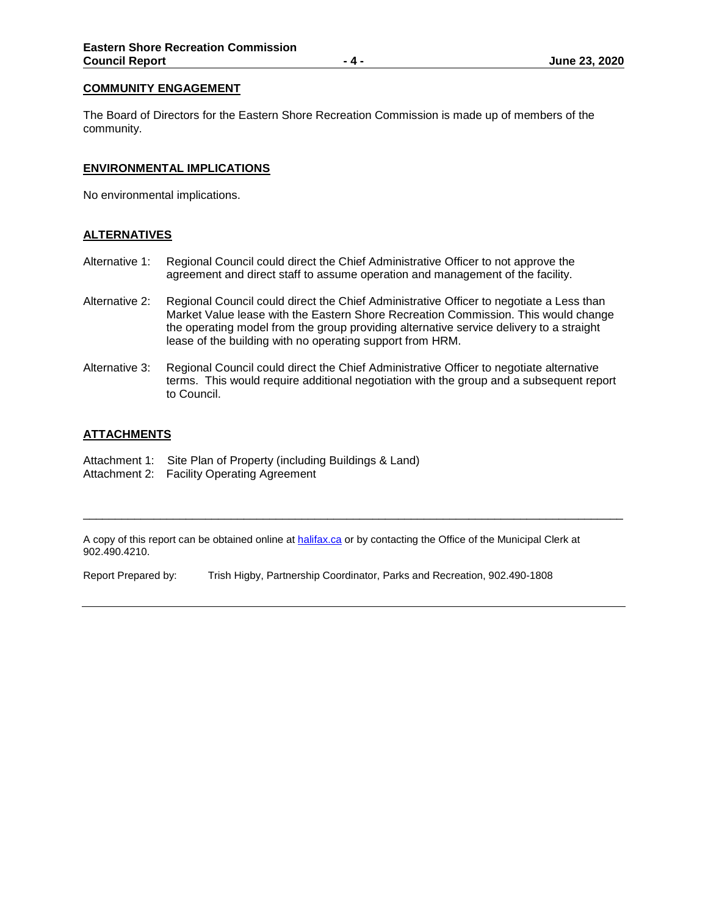## COMMUNITY ENGAGEMENT

The Board of Directors for the Eastern Shore Recreation Commission is made up of members of the community.

## ENVIRONMENTAL IMPLICATIONS

No environmental implications.

## ALTERNATIVES

Alternative 1: Regional Council could direct the Chief Administrative Officer to not approve the agreement and direct staff to assume operation and management of the facility.

Alternative 2: Regional Council could direct the Chief Administrative Officer to negotiate a Less than Market Value lease with the Eastern Shore Recreation Commission. This would change the operating model from the group providing alternative service delivery to a straight lease of the building with no operating support from HRM.

Alternative 3: Regional Council could direct the Chief Administrative Officer to negotiate alternative terms. This would require additional negotiation with the group and a subsequent report to Council.

## ATTACHMENTS

Attachment 1: Site Plan of Property (including Buildings & Land)
Attachment 2: Facility Operating Agreement

---

A copy of this report can be obtained online at [halifax.ca](http://halifax.ca) or by contacting the Office of the Municipal Clerk at 902.490.4210.

Report Prepared by: Trish Higby, Partnership Coordinator, Parks and Recreation, 902.490-1808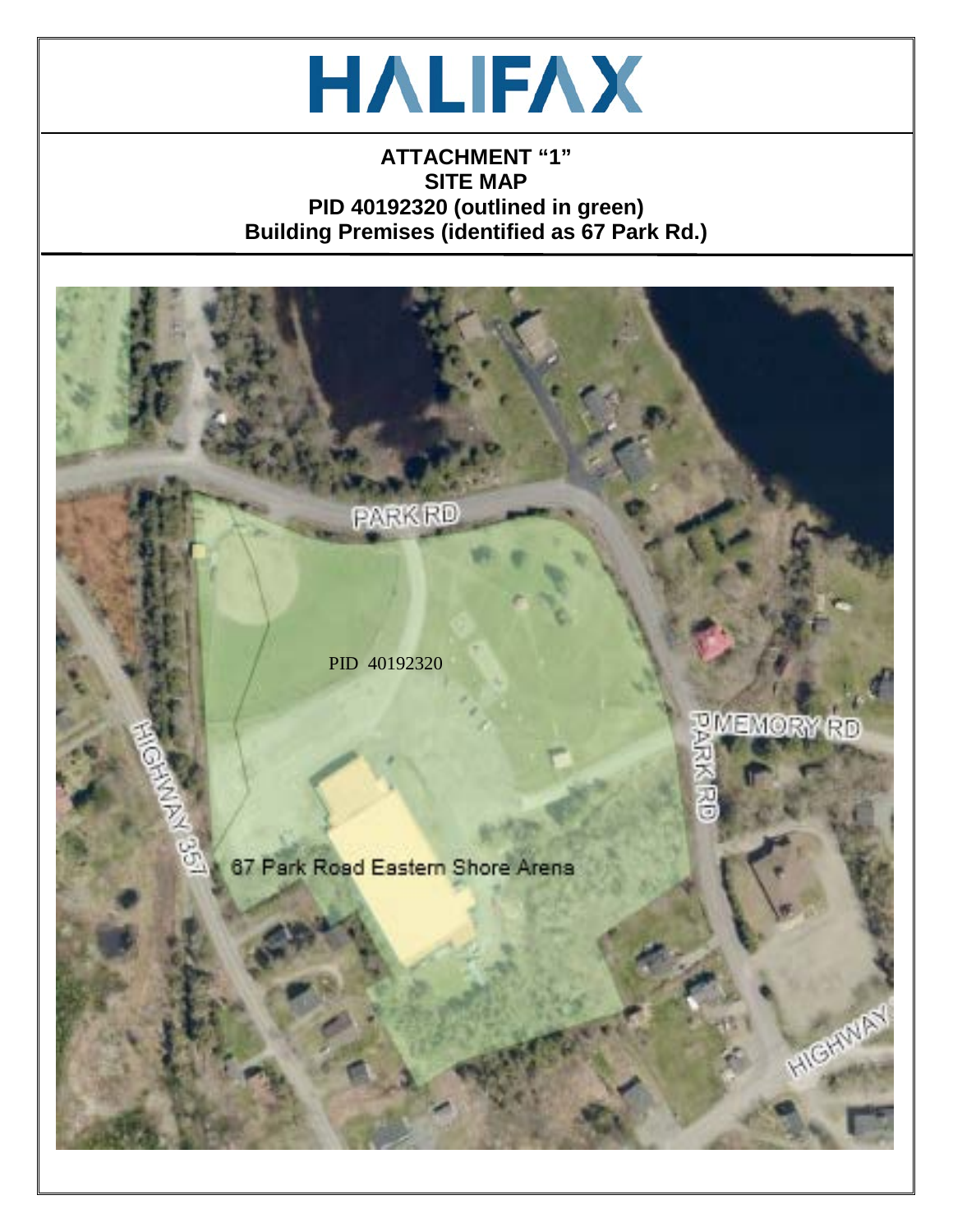# HALIFAX

**ATTACHMENT "1"**
**SITE MAP**
**PID 40192320 (outlined in green)**
**Building Premises (identified as 67 Park Rd.)**

PARK RD

PID 40192320

MEMORY RD

PARK RD

HIGHWAY 357

67 Park Road Eastern Shore Arena

HIGHWAY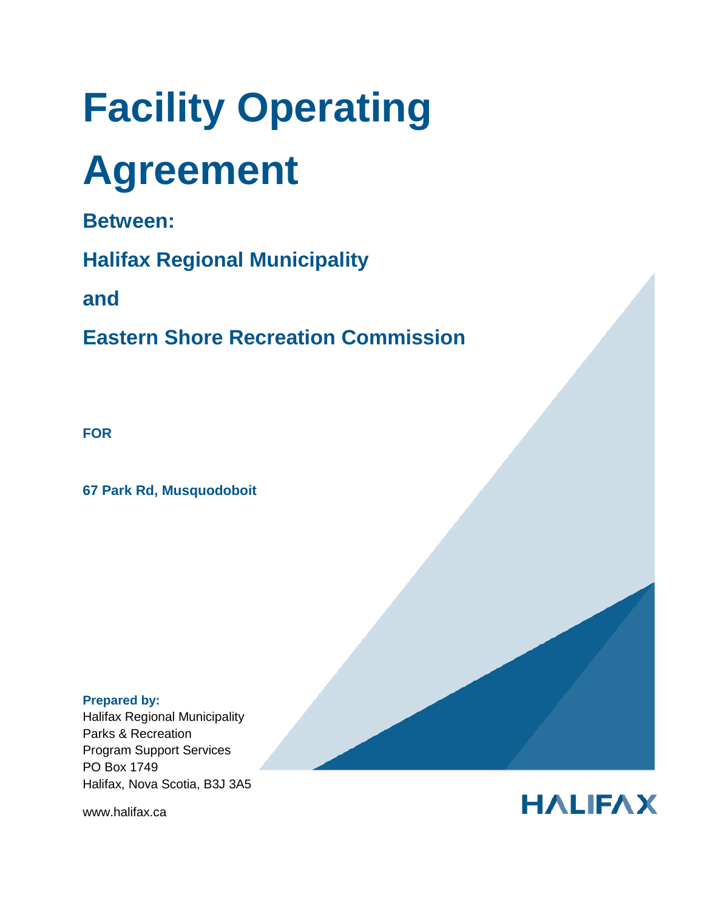# Facility Operating Agreement

**Between:**

**Halifax Regional Municipality**

**and**

**Eastern Shore Recreation Commission**

**FOR**

**67 Park Rd, Musquodoboit**

**Prepared by:**
Halifax Regional Municipality
Parks & Recreation
Program Support Services
PO Box 1749
Halifax, Nova Scotia, B3J 3A5

www.halifax.ca

HALIFAX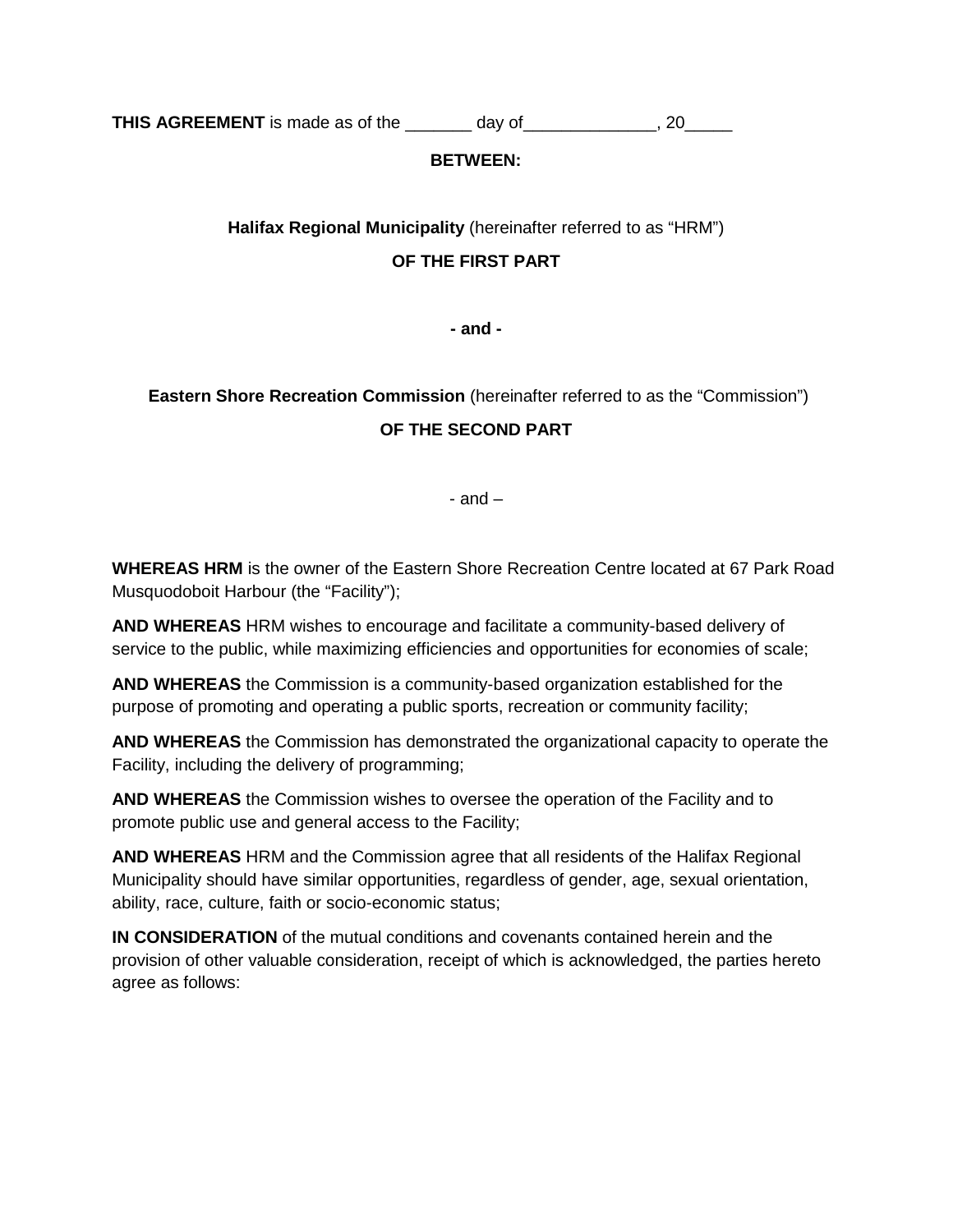**THIS AGREEMENT** is made as of the _______ day of______________, 20_____

**BETWEEN:**

**Halifax Regional Municipality** (hereinafter referred to as "HRM")

**OF THE FIRST PART**

**- and -**

**Eastern Shore Recreation Commission** (hereinafter referred to as the "Commission")

**OF THE SECOND PART**

- and –

**WHEREAS HRM** is the owner of the Eastern Shore Recreation Centre located at 67 Park Road Musquodoboit Harbour (the "Facility");

**AND WHEREAS** HRM wishes to encourage and facilitate a community-based delivery of service to the public, while maximizing efficiencies and opportunities for economies of scale;

**AND WHEREAS** the Commission is a community-based organization established for the purpose of promoting and operating a public sports, recreation or community facility;

**AND WHEREAS** the Commission has demonstrated the organizational capacity to operate the Facility, including the delivery of programming;

**AND WHEREAS** the Commission wishes to oversee the operation of the Facility and to promote public use and general access to the Facility;

**AND WHEREAS** HRM and the Commission agree that all residents of the Halifax Regional Municipality should have similar opportunities, regardless of gender, age, sexual orientation, ability, race, culture, faith or socio-economic status;

**IN CONSIDERATION** of the mutual conditions and covenants contained herein and the provision of other valuable consideration, receipt of which is acknowledged, the parties hereto agree as follows: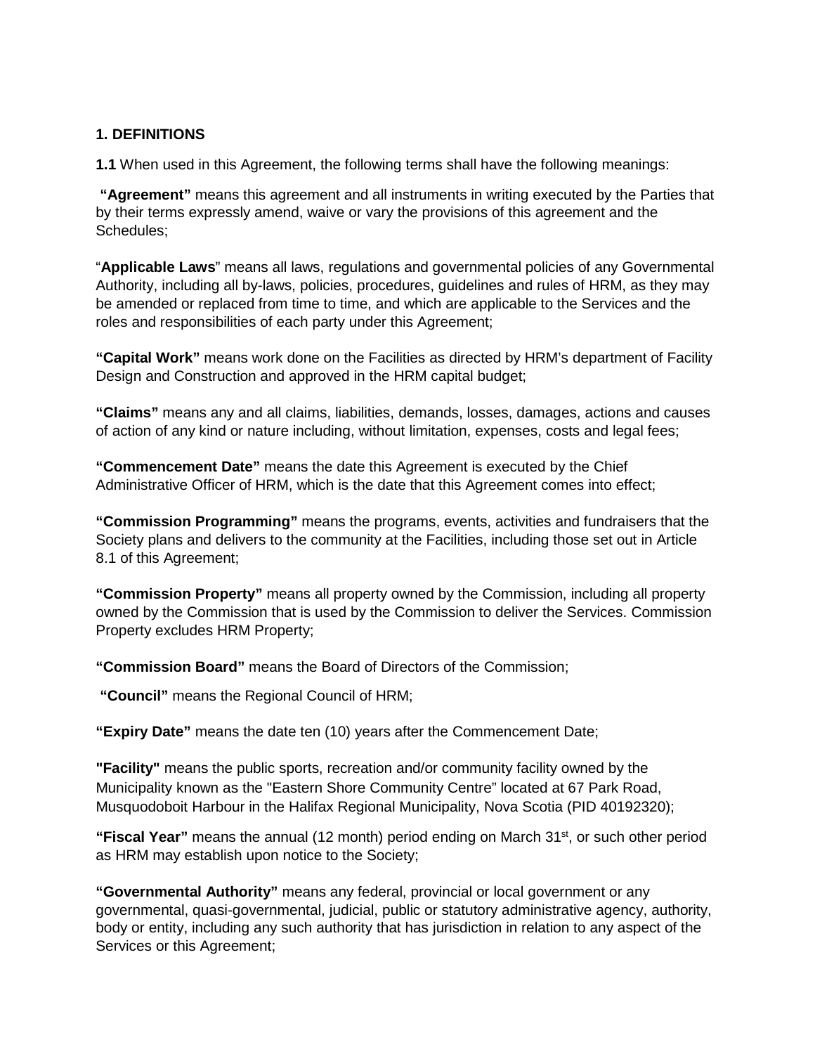**1. DEFINITIONS**

**1.1** When used in this Agreement, the following terms shall have the following meanings:

**"Agreement"** means this agreement and all instruments in writing executed by the Parties that by their terms expressly amend, waive or vary the provisions of this agreement and the Schedules;

"**Applicable Laws**" means all laws, regulations and governmental policies of any Governmental Authority, including all by-laws, policies, procedures, guidelines and rules of HRM, as they may be amended or replaced from time to time, and which are applicable to the Services and the roles and responsibilities of each party under this Agreement;

**"Capital Work"** means work done on the Facilities as directed by HRM's department of Facility Design and Construction and approved in the HRM capital budget;

**"Claims"** means any and all claims, liabilities, demands, losses, damages, actions and causes of action of any kind or nature including, without limitation, expenses, costs and legal fees;

**"Commencement Date"** means the date this Agreement is executed by the Chief Administrative Officer of HRM, which is the date that this Agreement comes into effect;

**"Commission Programming"** means the programs, events, activities and fundraisers that the Society plans and delivers to the community at the Facilities, including those set out in Article 8.1 of this Agreement;

**"Commission Property"** means all property owned by the Commission, including all property owned by the Commission that is used by the Commission to deliver the Services. Commission Property excludes HRM Property;

**"Commission Board"** means the Board of Directors of the Commission;

**"Council"** means the Regional Council of HRM;

**"Expiry Date"** means the date ten (10) years after the Commencement Date;

**"Facility"** means the public sports, recreation and/or community facility owned by the Municipality known as the "Eastern Shore Community Centre" located at 67 Park Road, Musquodoboit Harbour in the Halifax Regional Municipality, Nova Scotia (PID 40192320);

**"Fiscal Year"** means the annual (12 month) period ending on March 31st, or such other period as HRM may establish upon notice to the Society;

**"Governmental Authority"** means any federal, provincial or local government or any governmental, quasi-governmental, judicial, public or statutory administrative agency, authority, body or entity, including any such authority that has jurisdiction in relation to any aspect of the Services or this Agreement;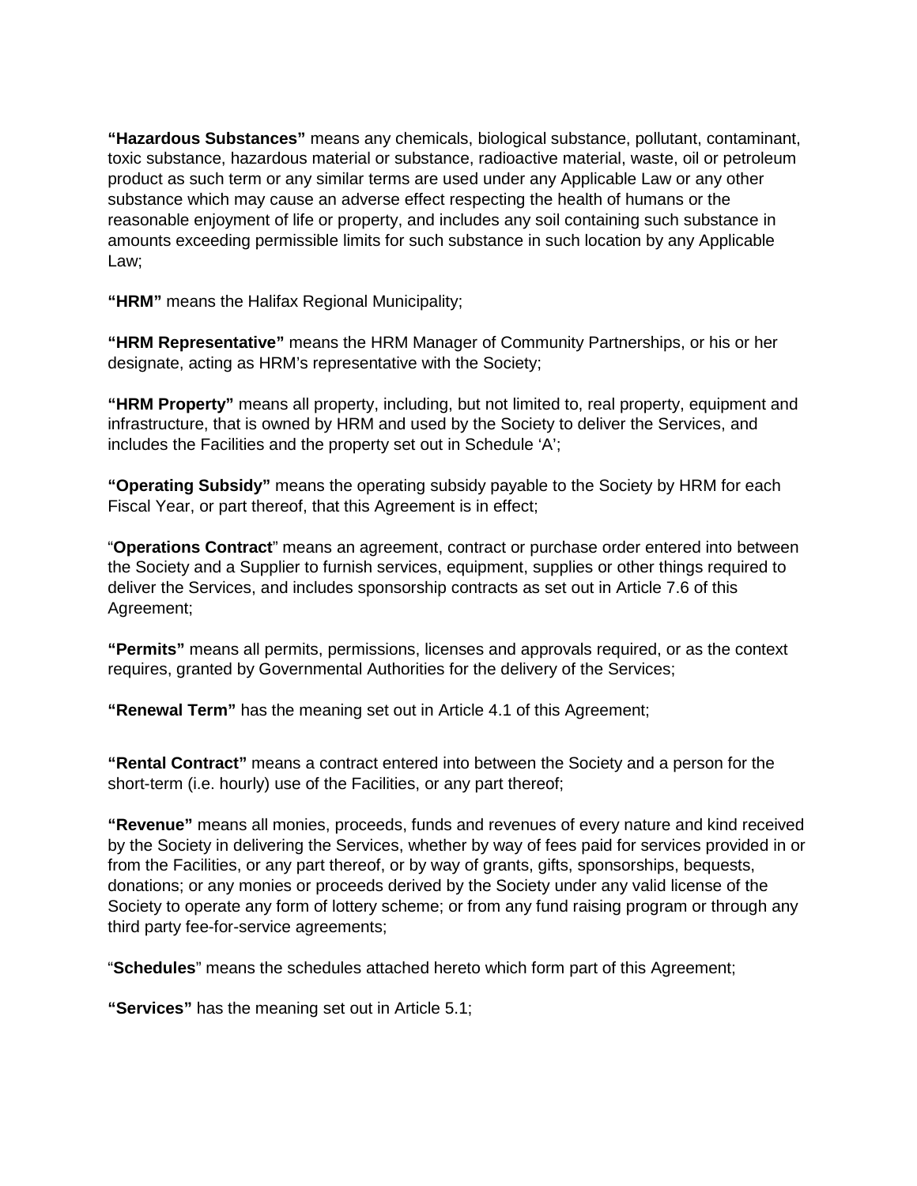**“Hazardous Substances”** means any chemicals, biological substance, pollutant, contaminant, toxic substance, hazardous material or substance, radioactive material, waste, oil or petroleum product as such term or any similar terms are used under any Applicable Law or any other substance which may cause an adverse effect respecting the health of humans or the reasonable enjoyment of life or property, and includes any soil containing such substance in amounts exceeding permissible limits for such substance in such location by any Applicable Law;

**“HRM”** means the Halifax Regional Municipality;

**“HRM Representative”** means the HRM Manager of Community Partnerships, or his or her designate, acting as HRM’s representative with the Society;

**“HRM Property”** means all property, including, but not limited to, real property, equipment and infrastructure, that is owned by HRM and used by the Society to deliver the Services, and includes the Facilities and the property set out in Schedule ‘A’;

**“Operating Subsidy”** means the operating subsidy payable to the Society by HRM for each Fiscal Year, or part thereof, that this Agreement is in effect;

“**Operations Contract**” means an agreement, contract or purchase order entered into between the Society and a Supplier to furnish services, equipment, supplies or other things required to deliver the Services, and includes sponsorship contracts as set out in Article 7.6 of this Agreement;

**“Permits”** means all permits, permissions, licenses and approvals required, or as the context requires, granted by Governmental Authorities for the delivery of the Services;

**“Renewal Term”** has the meaning set out in Article 4.1 of this Agreement;

**“Rental Contract”** means a contract entered into between the Society and a person for the short-term (i.e. hourly) use of the Facilities, or any part thereof;

**“Revenue”** means all monies, proceeds, funds and revenues of every nature and kind received by the Society in delivering the Services, whether by way of fees paid for services provided in or from the Facilities, or any part thereof, or by way of grants, gifts, sponsorships, bequests, donations; or any monies or proceeds derived by the Society under any valid license of the Society to operate any form of lottery scheme; or from any fund raising program or through any third party fee-for-service agreements;

“**Schedules**” means the schedules attached hereto which form part of this Agreement;

**“Services”** has the meaning set out in Article 5.1;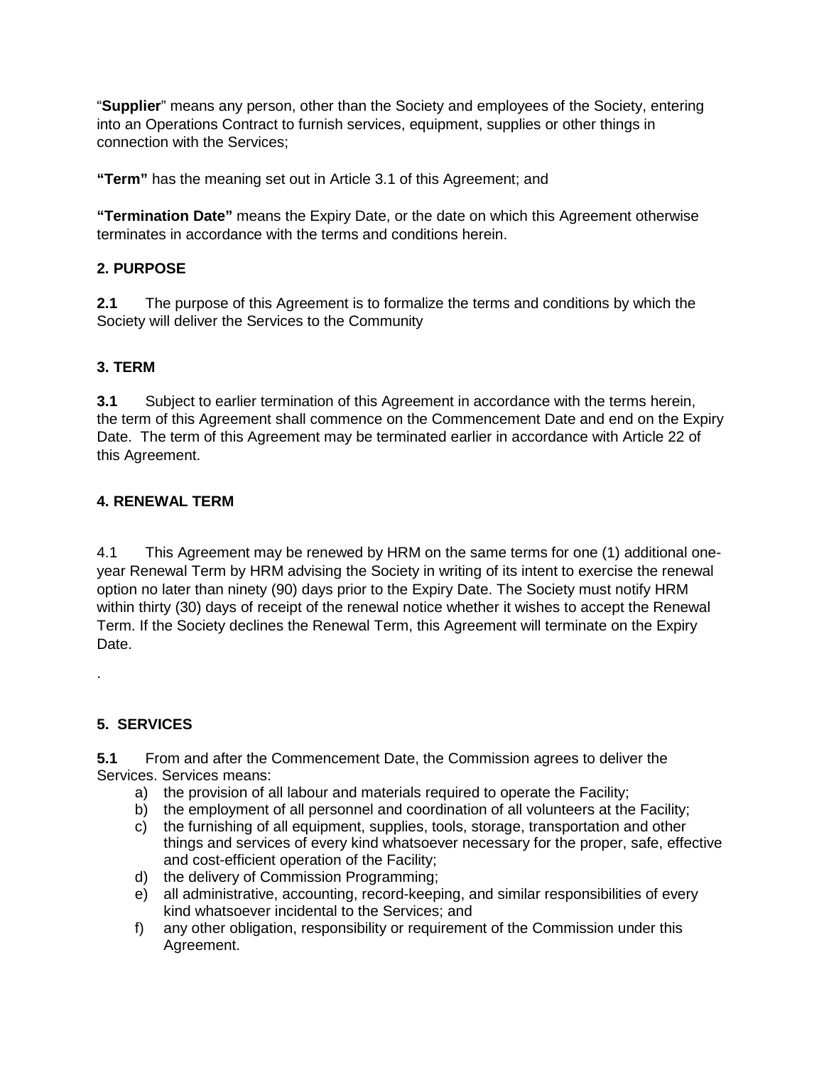"**Supplier**" means any person, other than the Society and employees of the Society, entering into an Operations Contract to furnish services, equipment, supplies or other things in connection with the Services;

**"Term"** has the meaning set out in Article 3.1 of this Agreement; and

**"Termination Date"** means the Expiry Date, or the date on which this Agreement otherwise terminates in accordance with the terms and conditions herein.

## 2. PURPOSE

**2.1** The purpose of this Agreement is to formalize the terms and conditions by which the Society will deliver the Services to the Community

## 3. TERM

**3.1** Subject to earlier termination of this Agreement in accordance with the terms herein, the term of this Agreement shall commence on the Commencement Date and end on the Expiry Date. The term of this Agreement may be terminated earlier in accordance with Article 22 of this Agreement.

## 4. RENEWAL TERM

4.1 This Agreement may be renewed by HRM on the same terms for one (1) additional one-year Renewal Term by HRM advising the Society in writing of its intent to exercise the renewal option no later than ninety (90) days prior to the Expiry Date. The Society must notify HRM within thirty (30) days of receipt of the renewal notice whether it wishes to accept the Renewal Term. If the Society declines the Renewal Term, this Agreement will terminate on the Expiry Date.

.

## 5. SERVICES

**5.1** From and after the Commencement Date, the Commission agrees to deliver the Services. Services means:

a) the provision of all labour and materials required to operate the Facility;
b) the employment of all personnel and coordination of all volunteers at the Facility;
c) the furnishing of all equipment, supplies, tools, storage, transportation and other things and services of every kind whatsoever necessary for the proper, safe, effective and cost-efficient operation of the Facility;
d) the delivery of Commission Programming;
e) all administrative, accounting, record-keeping, and similar responsibilities of every kind whatsoever incidental to the Services; and
f) any other obligation, responsibility or requirement of the Commission under this Agreement.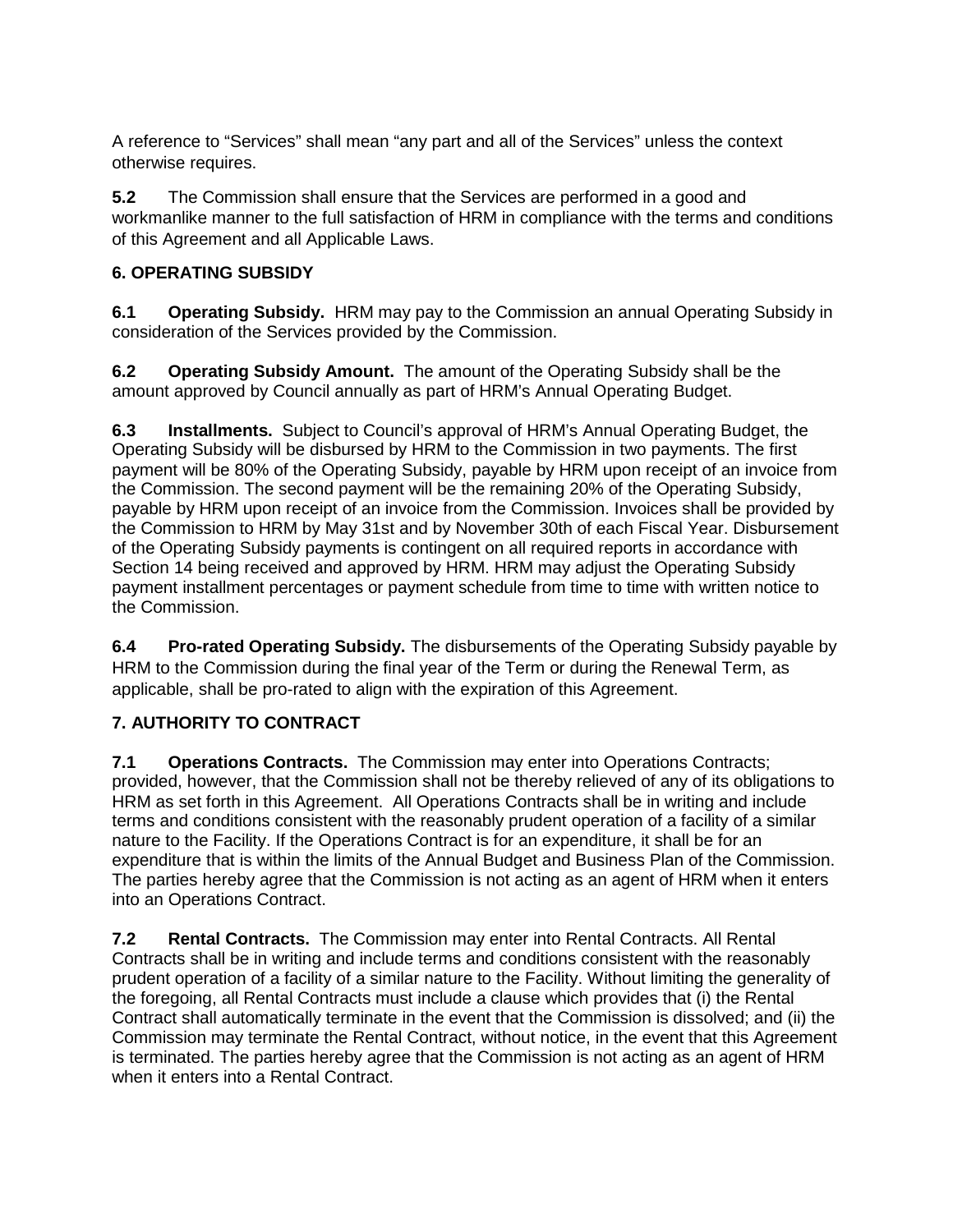A reference to "Services" shall mean "any part and all of the Services" unless the context otherwise requires.

**5.2** The Commission shall ensure that the Services are performed in a good and workmanlike manner to the full satisfaction of HRM in compliance with the terms and conditions of this Agreement and all Applicable Laws.

## 6. OPERATING SUBSIDY

**6.1 Operating Subsidy.** HRM may pay to the Commission an annual Operating Subsidy in consideration of the Services provided by the Commission.

**6.2 Operating Subsidy Amount.** The amount of the Operating Subsidy shall be the amount approved by Council annually as part of HRM's Annual Operating Budget.

**6.3 Installments.** Subject to Council's approval of HRM's Annual Operating Budget, the Operating Subsidy will be disbursed by HRM to the Commission in two payments. The first payment will be 80% of the Operating Subsidy, payable by HRM upon receipt of an invoice from the Commission. The second payment will be the remaining 20% of the Operating Subsidy, payable by HRM upon receipt of an invoice from the Commission. Invoices shall be provided by the Commission to HRM by May 31st and by November 30th of each Fiscal Year. Disbursement of the Operating Subsidy payments is contingent on all required reports in accordance with Section 14 being received and approved by HRM. HRM may adjust the Operating Subsidy payment installment percentages or payment schedule from time to time with written notice to the Commission.

**6.4 Pro-rated Operating Subsidy.** The disbursements of the Operating Subsidy payable by HRM to the Commission during the final year of the Term or during the Renewal Term, as applicable, shall be pro-rated to align with the expiration of this Agreement.

## 7. AUTHORITY TO CONTRACT

**7.1 Operations Contracts.** The Commission may enter into Operations Contracts; provided, however, that the Commission shall not be thereby relieved of any of its obligations to HRM as set forth in this Agreement. All Operations Contracts shall be in writing and include terms and conditions consistent with the reasonably prudent operation of a facility of a similar nature to the Facility. If the Operations Contract is for an expenditure, it shall be for an expenditure that is within the limits of the Annual Budget and Business Plan of the Commission. The parties hereby agree that the Commission is not acting as an agent of HRM when it enters into an Operations Contract.

**7.2 Rental Contracts.** The Commission may enter into Rental Contracts. All Rental Contracts shall be in writing and include terms and conditions consistent with the reasonably prudent operation of a facility of a similar nature to the Facility. Without limiting the generality of the foregoing, all Rental Contracts must include a clause which provides that (i) the Rental Contract shall automatically terminate in the event that the Commission is dissolved; and (ii) the Commission may terminate the Rental Contract, without notice, in the event that this Agreement is terminated. The parties hereby agree that the Commission is not acting as an agent of HRM when it enters into a Rental Contract.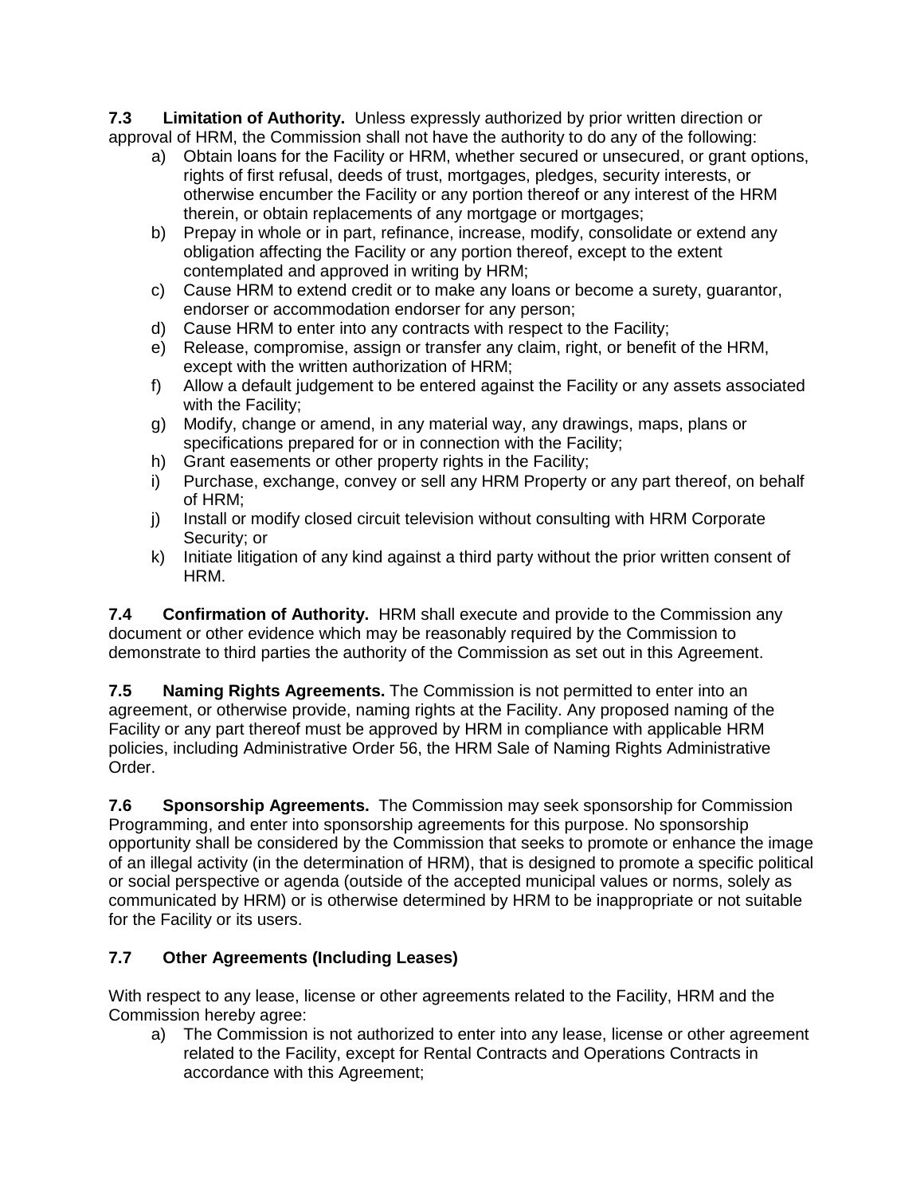**7.3 Limitation of Authority.** Unless expressly authorized by prior written direction or approval of HRM, the Commission shall not have the authority to do any of the following:

a) Obtain loans for the Facility or HRM, whether secured or unsecured, or grant options, rights of first refusal, deeds of trust, mortgages, pledges, security interests, or otherwise encumber the Facility or any portion thereof or any interest of the HRM therein, or obtain replacements of any mortgage or mortgages;
b) Prepay in whole or in part, refinance, increase, modify, consolidate or extend any obligation affecting the Facility or any portion thereof, except to the extent contemplated and approved in writing by HRM;
c) Cause HRM to extend credit or to make any loans or become a surety, guarantor, endorser or accommodation endorser for any person;
d) Cause HRM to enter into any contracts with respect to the Facility;
e) Release, compromise, assign or transfer any claim, right, or benefit of the HRM, except with the written authorization of HRM;
f) Allow a default judgement to be entered against the Facility or any assets associated with the Facility;
g) Modify, change or amend, in any material way, any drawings, maps, plans or specifications prepared for or in connection with the Facility;
h) Grant easements or other property rights in the Facility;
i) Purchase, exchange, convey or sell any HRM Property or any part thereof, on behalf of HRM;
j) Install or modify closed circuit television without consulting with HRM Corporate Security; or
k) Initiate litigation of any kind against a third party without the prior written consent of HRM.

**7.4 Confirmation of Authority.** HRM shall execute and provide to the Commission any document or other evidence which may be reasonably required by the Commission to demonstrate to third parties the authority of the Commission as set out in this Agreement.

**7.5 Naming Rights Agreements.** The Commission is not permitted to enter into an agreement, or otherwise provide, naming rights at the Facility. Any proposed naming of the Facility or any part thereof must be approved by HRM in compliance with applicable HRM policies, including Administrative Order 56, the HRM Sale of Naming Rights Administrative Order.

**7.6 Sponsorship Agreements.** The Commission may seek sponsorship for Commission Programming, and enter into sponsorship agreements for this purpose. No sponsorship opportunity shall be considered by the Commission that seeks to promote or enhance the image of an illegal activity (in the determination of HRM), that is designed to promote a specific political or social perspective or agenda (outside of the accepted municipal values or norms, solely as communicated by HRM) or is otherwise determined by HRM to be inappropriate or not suitable for the Facility or its users.

**7.7 Other Agreements (Including Leases)**

With respect to any lease, license or other agreements related to the Facility, HRM and the Commission hereby agree:

a) The Commission is not authorized to enter into any lease, license or other agreement related to the Facility, except for Rental Contracts and Operations Contracts in accordance with this Agreement;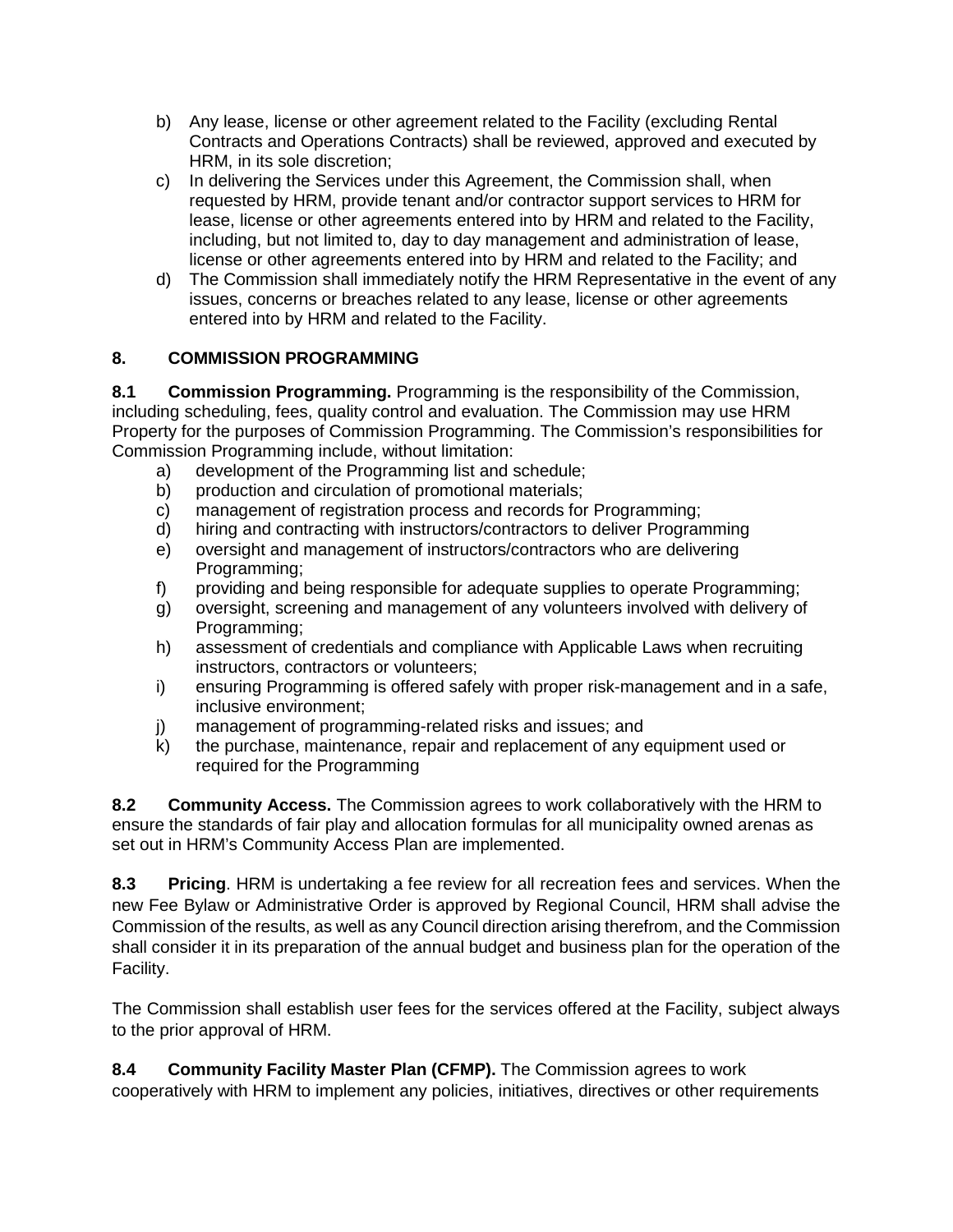b) Any lease, license or other agreement related to the Facility (excluding Rental Contracts and Operations Contracts) shall be reviewed, approved and executed by HRM, in its sole discretion;

c) In delivering the Services under this Agreement, the Commission shall, when requested by HRM, provide tenant and/or contractor support services to HRM for lease, license or other agreements entered into by HRM and related to the Facility, including, but not limited to, day to day management and administration of lease, license or other agreements entered into by HRM and related to the Facility; and

d) The Commission shall immediately notify the HRM Representative in the event of any issues, concerns or breaches related to any lease, license or other agreements entered into by HRM and related to the Facility.

## 8. COMMISSION PROGRAMMING

**8.1 Commission Programming.** Programming is the responsibility of the Commission, including scheduling, fees, quality control and evaluation. The Commission may use HRM Property for the purposes of Commission Programming. The Commission's responsibilities for Commission Programming include, without limitation:

a) development of the Programming list and schedule;
b) production and circulation of promotional materials;
c) management of registration process and records for Programming;
d) hiring and contracting with instructors/contractors to deliver Programming
e) oversight and management of instructors/contractors who are delivering Programming;
f) providing and being responsible for adequate supplies to operate Programming;
g) oversight, screening and management of any volunteers involved with delivery of Programming;
h) assessment of credentials and compliance with Applicable Laws when recruiting instructors, contractors or volunteers;
i) ensuring Programming is offered safely with proper risk-management and in a safe, inclusive environment;
j) management of programming-related risks and issues; and
k) the purchase, maintenance, repair and replacement of any equipment used or required for the Programming

**8.2 Community Access.** The Commission agrees to work collaboratively with the HRM to ensure the standards of fair play and allocation formulas for all municipality owned arenas as set out in HRM's Community Access Plan are implemented.

**8.3 Pricing**. HRM is undertaking a fee review for all recreation fees and services. When the new Fee Bylaw or Administrative Order is approved by Regional Council, HRM shall advise the Commission of the results, as well as any Council direction arising therefrom, and the Commission shall consider it in its preparation of the annual budget and business plan for the operation of the Facility.

The Commission shall establish user fees for the services offered at the Facility, subject always to the prior approval of HRM.

**8.4 Community Facility Master Plan (CFMP).** The Commission agrees to work cooperatively with HRM to implement any policies, initiatives, directives or other requirements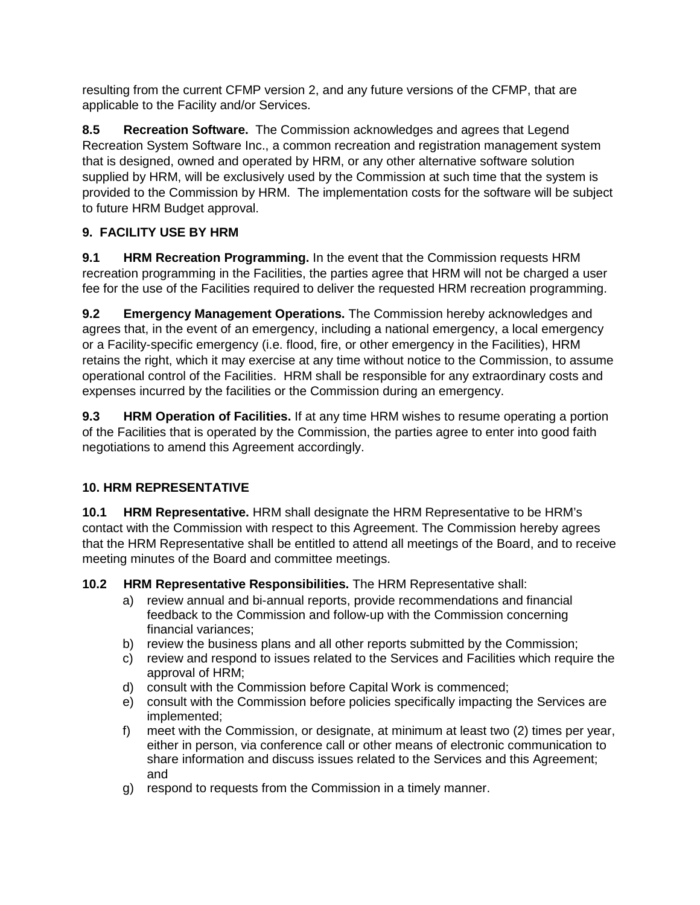resulting from the current CFMP version 2, and any future versions of the CFMP, that are applicable to the Facility and/or Services.

**8.5 Recreation Software.** The Commission acknowledges and agrees that Legend Recreation System Software Inc., a common recreation and registration management system that is designed, owned and operated by HRM, or any other alternative software solution supplied by HRM, will be exclusively used by the Commission at such time that the system is provided to the Commission by HRM. The implementation costs for the software will be subject to future HRM Budget approval.

## 9. FACILITY USE BY HRM

**9.1 HRM Recreation Programming.** In the event that the Commission requests HRM recreation programming in the Facilities, the parties agree that HRM will not be charged a user fee for the use of the Facilities required to deliver the requested HRM recreation programming.

**9.2 Emergency Management Operations.** The Commission hereby acknowledges and agrees that, in the event of an emergency, including a national emergency, a local emergency or a Facility-specific emergency (i.e. flood, fire, or other emergency in the Facilities), HRM retains the right, which it may exercise at any time without notice to the Commission, to assume operational control of the Facilities. HRM shall be responsible for any extraordinary costs and expenses incurred by the facilities or the Commission during an emergency.

**9.3 HRM Operation of Facilities.** If at any time HRM wishes to resume operating a portion of the Facilities that is operated by the Commission, the parties agree to enter into good faith negotiations to amend this Agreement accordingly.

## 10. HRM REPRESENTATIVE

**10.1 HRM Representative.** HRM shall designate the HRM Representative to be HRM's contact with the Commission with respect to this Agreement. The Commission hereby agrees that the HRM Representative shall be entitled to attend all meetings of the Board, and to receive meeting minutes of the Board and committee meetings.

**10.2 HRM Representative Responsibilities.** The HRM Representative shall:

a) review annual and bi-annual reports, provide recommendations and financial feedback to the Commission and follow-up with the Commission concerning financial variances;
b) review the business plans and all other reports submitted by the Commission;
c) review and respond to issues related to the Services and Facilities which require the approval of HRM;
d) consult with the Commission before Capital Work is commenced;
e) consult with the Commission before policies specifically impacting the Services are implemented;
f) meet with the Commission, or designate, at minimum at least two (2) times per year, either in person, via conference call or other means of electronic communication to share information and discuss issues related to the Services and this Agreement; and
g) respond to requests from the Commission in a timely manner.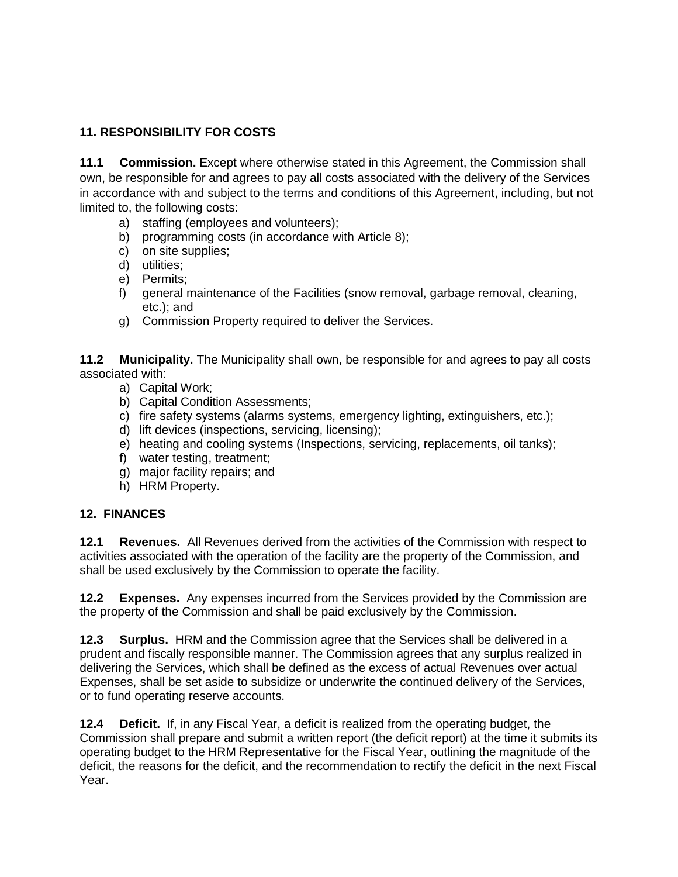## 11. RESPONSIBILITY FOR COSTS

**11.1 Commission.** Except where otherwise stated in this Agreement, the Commission shall own, be responsible for and agrees to pay all costs associated with the delivery of the Services in accordance with and subject to the terms and conditions of this Agreement, including, but not limited to, the following costs:

a) staffing (employees and volunteers);
b) programming costs (in accordance with Article 8);
c) on site supplies;
d) utilities;
e) Permits;
f) general maintenance of the Facilities (snow removal, garbage removal, cleaning, etc.); and
g) Commission Property required to deliver the Services.

**11.2 Municipality.** The Municipality shall own, be responsible for and agrees to pay all costs associated with:

a) Capital Work;
b) Capital Condition Assessments;
c) fire safety systems (alarms systems, emergency lighting, extinguishers, etc.);
d) lift devices (inspections, servicing, licensing);
e) heating and cooling systems (Inspections, servicing, replacements, oil tanks);
f) water testing, treatment;
g) major facility repairs; and
h) HRM Property.

## 12. FINANCES

**12.1 Revenues.** All Revenues derived from the activities of the Commission with respect to activities associated with the operation of the facility are the property of the Commission, and shall be used exclusively by the Commission to operate the facility.

**12.2 Expenses.** Any expenses incurred from the Services provided by the Commission are the property of the Commission and shall be paid exclusively by the Commission.

**12.3 Surplus.** HRM and the Commission agree that the Services shall be delivered in a prudent and fiscally responsible manner. The Commission agrees that any surplus realized in delivering the Services, which shall be defined as the excess of actual Revenues over actual Expenses, shall be set aside to subsidize or underwrite the continued delivery of the Services, or to fund operating reserve accounts.

**12.4 Deficit.** If, in any Fiscal Year, a deficit is realized from the operating budget, the Commission shall prepare and submit a written report (the deficit report) at the time it submits its operating budget to the HRM Representative for the Fiscal Year, outlining the magnitude of the deficit, the reasons for the deficit, and the recommendation to rectify the deficit in the next Fiscal Year.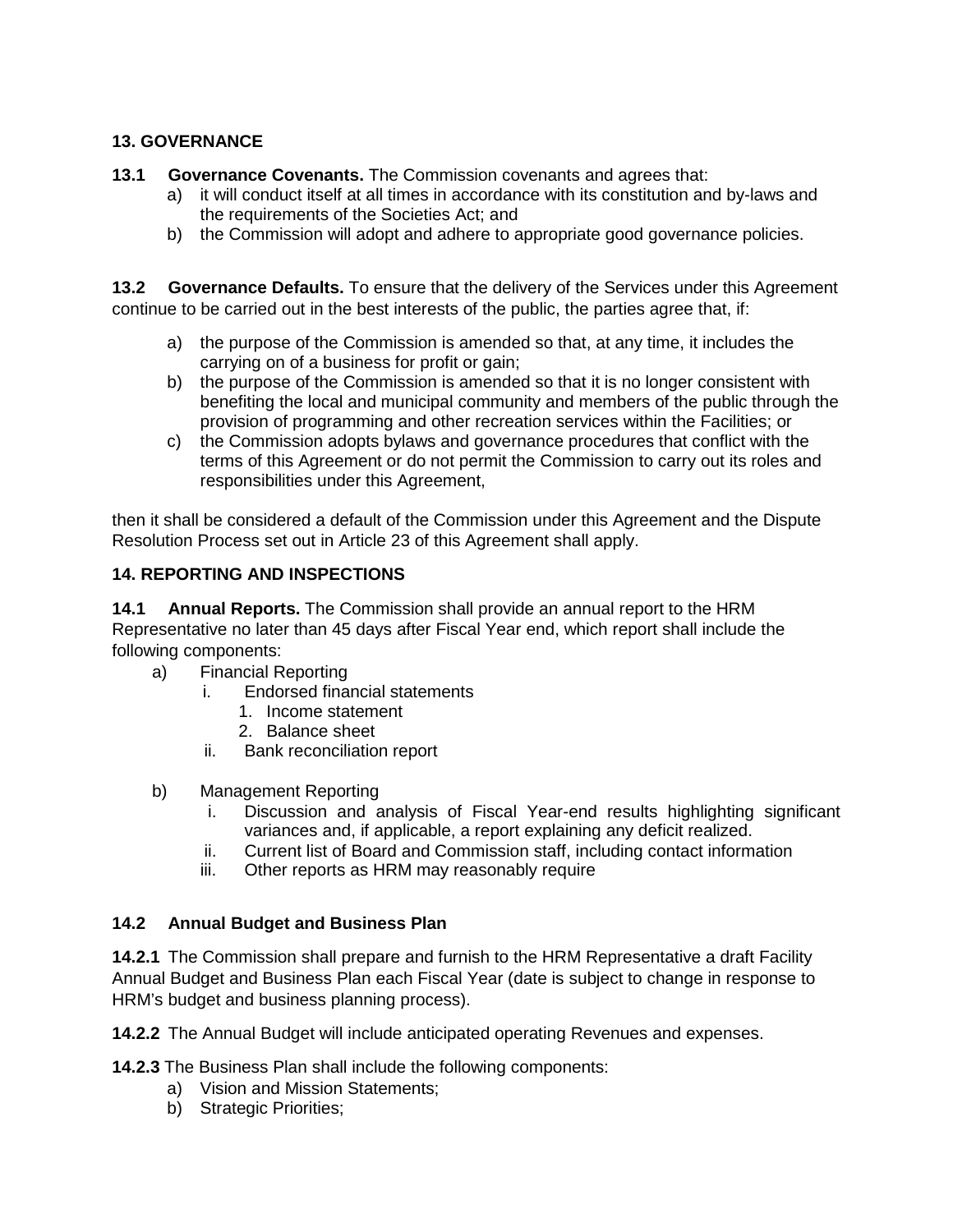### 13. GOVERNANCE

**13.1 Governance Covenants.** The Commission covenants and agrees that:

a) it will conduct itself at all times in accordance with its constitution and by-laws and the requirements of the Societies Act; and
b) the Commission will adopt and adhere to appropriate good governance policies.

**13.2 Governance Defaults.** To ensure that the delivery of the Services under this Agreement continue to be carried out in the best interests of the public, the parties agree that, if:

a) the purpose of the Commission is amended so that, at any time, it includes the carrying on of a business for profit or gain;
b) the purpose of the Commission is amended so that it is no longer consistent with benefiting the local and municipal community and members of the public through the provision of programming and other recreation services within the Facilities; or
c) the Commission adopts bylaws and governance procedures that conflict with the terms of this Agreement or do not permit the Commission to carry out its roles and responsibilities under this Agreement,

then it shall be considered a default of the Commission under this Agreement and the Dispute Resolution Process set out in Article 23 of this Agreement shall apply.

### 14. REPORTING AND INSPECTIONS

**14.1 Annual Reports.** The Commission shall provide an annual report to the HRM Representative no later than 45 days after Fiscal Year end, which report shall include the following components:

a) Financial Reporting
   i. Endorsed financial statements
      1. Income statement
      2. Balance sheet
   ii. Bank reconciliation report

b) Management Reporting
   i. Discussion and analysis of Fiscal Year-end results highlighting significant variances and, if applicable, a report explaining any deficit realized.
   ii. Current list of Board and Commission staff, including contact information
   iii. Other reports as HRM may reasonably require

**14.2 Annual Budget and Business Plan**

**14.2.1** The Commission shall prepare and furnish to the HRM Representative a draft Facility Annual Budget and Business Plan each Fiscal Year (date is subject to change in response to HRM's budget and business planning process).

**14.2.2** The Annual Budget will include anticipated operating Revenues and expenses.

**14.2.3** The Business Plan shall include the following components:

a) Vision and Mission Statements;
b) Strategic Priorities;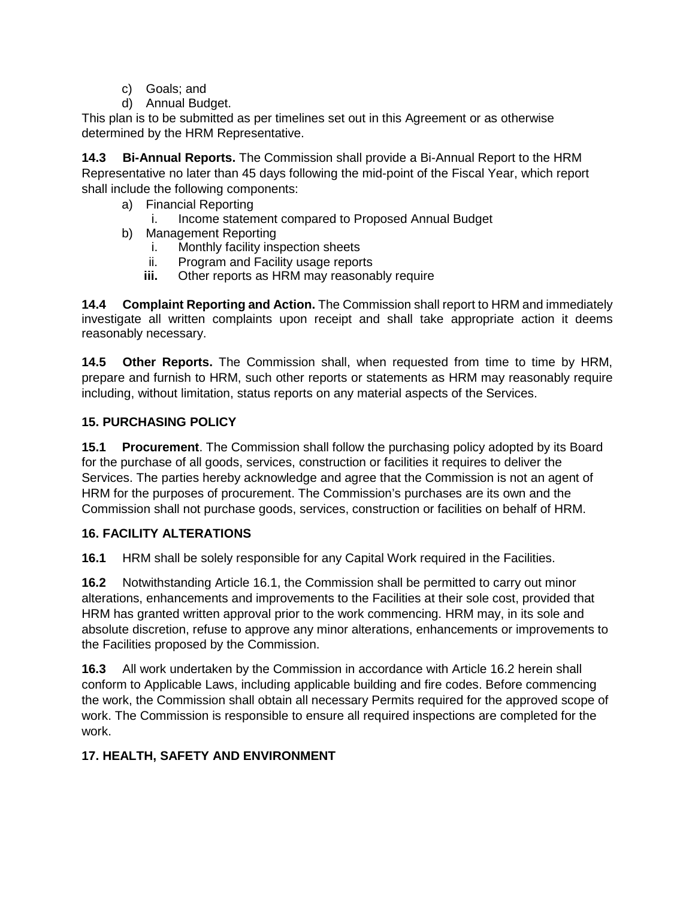c) Goals; and
d) Annual Budget.

This plan is to be submitted as per timelines set out in this Agreement or as otherwise determined by the HRM Representative.

**14.3 Bi-Annual Reports.** The Commission shall provide a Bi-Annual Report to the HRM Representative no later than 45 days following the mid-point of the Fiscal Year, which report shall include the following components:

- a) Financial Reporting
  - i. Income statement compared to Proposed Annual Budget
- b) Management Reporting
  - i. Monthly facility inspection sheets
  - ii. Program and Facility usage reports
  - **iii.** Other reports as HRM may reasonably require

**14.4 Complaint Reporting and Action.** The Commission shall report to HRM and immediately investigate all written complaints upon receipt and shall take appropriate action it deems reasonably necessary.

**14.5 Other Reports.** The Commission shall, when requested from time to time by HRM, prepare and furnish to HRM, such other reports or statements as HRM may reasonably require including, without limitation, status reports on any material aspects of the Services.

**15. PURCHASING POLICY**

**15.1 Procurement**. The Commission shall follow the purchasing policy adopted by its Board for the purchase of all goods, services, construction or facilities it requires to deliver the Services. The parties hereby acknowledge and agree that the Commission is not an agent of HRM for the purposes of procurement. The Commission's purchases are its own and the Commission shall not purchase goods, services, construction or facilities on behalf of HRM.

**16. FACILITY ALTERATIONS**

**16.1** HRM shall be solely responsible for any Capital Work required in the Facilities.

**16.2** Notwithstanding Article 16.1, the Commission shall be permitted to carry out minor alterations, enhancements and improvements to the Facilities at their sole cost, provided that HRM has granted written approval prior to the work commencing. HRM may, in its sole and absolute discretion, refuse to approve any minor alterations, enhancements or improvements to the Facilities proposed by the Commission.

**16.3** All work undertaken by the Commission in accordance with Article 16.2 herein shall conform to Applicable Laws, including applicable building and fire codes. Before commencing the work, the Commission shall obtain all necessary Permits required for the approved scope of work. The Commission is responsible to ensure all required inspections are completed for the work.

**17. HEALTH, SAFETY AND ENVIRONMENT**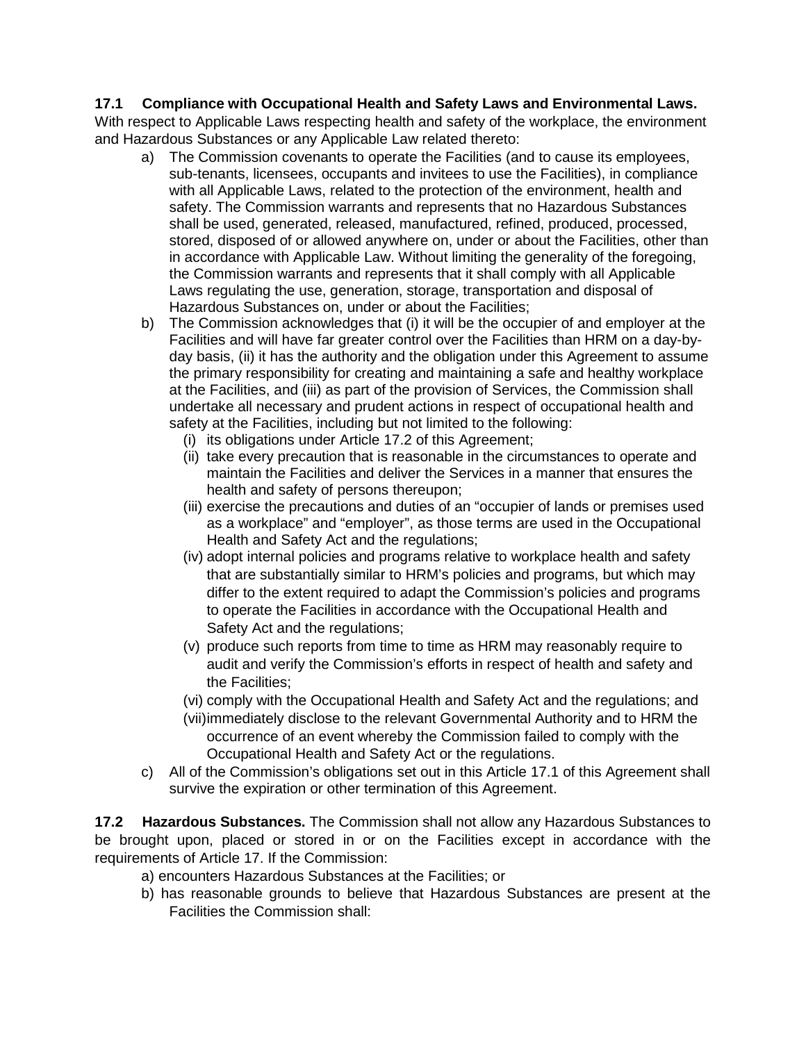**17.1 Compliance with Occupational Health and Safety Laws and Environmental Laws.** With respect to Applicable Laws respecting health and safety of the workplace, the environment and Hazardous Substances or any Applicable Law related thereto:

a) The Commission covenants to operate the Facilities (and to cause its employees, sub-tenants, licensees, occupants and invitees to use the Facilities), in compliance with all Applicable Laws, related to the protection of the environment, health and safety. The Commission warrants and represents that no Hazardous Substances shall be used, generated, released, manufactured, refined, produced, processed, stored, disposed of or allowed anywhere on, under or about the Facilities, other than in accordance with Applicable Law. Without limiting the generality of the foregoing, the Commission warrants and represents that it shall comply with all Applicable Laws regulating the use, generation, storage, transportation and disposal of Hazardous Substances on, under or about the Facilities;

b) The Commission acknowledges that (i) it will be the occupier of and employer at the Facilities and will have far greater control over the Facilities than HRM on a day-by-day basis, (ii) it has the authority and the obligation under this Agreement to assume the primary responsibility for creating and maintaining a safe and healthy workplace at the Facilities, and (iii) as part of the provision of Services, the Commission shall undertake all necessary and prudent actions in respect of occupational health and safety at the Facilities, including but not limited to the following:
   (i) its obligations under Article 17.2 of this Agreement;
   (ii) take every precaution that is reasonable in the circumstances to operate and maintain the Facilities and deliver the Services in a manner that ensures the health and safety of persons thereupon;
   (iii) exercise the precautions and duties of an "occupier of lands or premises used as a workplace" and "employer", as those terms are used in the Occupational Health and Safety Act and the regulations;
   (iv) adopt internal policies and programs relative to workplace health and safety that are substantially similar to HRM's policies and programs, but which may differ to the extent required to adapt the Commission's policies and programs to operate the Facilities in accordance with the Occupational Health and Safety Act and the regulations;
   (v) produce such reports from time to time as HRM may reasonably require to audit and verify the Commission's efforts in respect of health and safety and the Facilities;
   (vi) comply with the Occupational Health and Safety Act and the regulations; and
   (vii) immediately disclose to the relevant Governmental Authority and to HRM the occurrence of an event whereby the Commission failed to comply with the Occupational Health and Safety Act or the regulations.

c) All of the Commission's obligations set out in this Article 17.1 of this Agreement shall survive the expiration or other termination of this Agreement.

**17.2 Hazardous Substances.** The Commission shall not allow any Hazardous Substances to be brought upon, placed or stored in or on the Facilities except in accordance with the requirements of Article 17. If the Commission:

a) encounters Hazardous Substances at the Facilities; or
b) has reasonable grounds to believe that Hazardous Substances are present at the Facilities the Commission shall: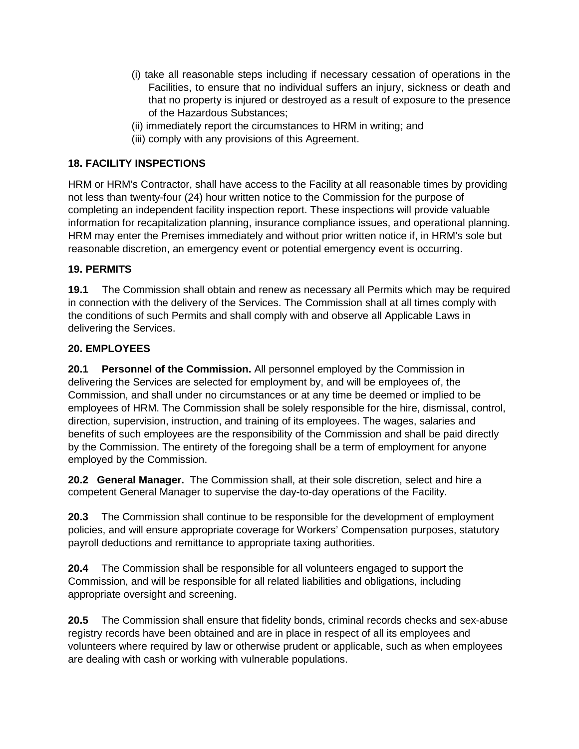(i) take all reasonable steps including if necessary cessation of operations in the Facilities, to ensure that no individual suffers an injury, sickness or death and that no property is injured or destroyed as a result of exposure to the presence of the Hazardous Substances;

(ii) immediately report the circumstances to HRM in writing; and

(iii) comply with any provisions of this Agreement.

**18. FACILITY INSPECTIONS**

HRM or HRM's Contractor, shall have access to the Facility at all reasonable times by providing not less than twenty-four (24) hour written notice to the Commission for the purpose of completing an independent facility inspection report. These inspections will provide valuable information for recapitalization planning, insurance compliance issues, and operational planning. HRM may enter the Premises immediately and without prior written notice if, in HRM's sole but reasonable discretion, an emergency event or potential emergency event is occurring.

**19. PERMITS**

**19.1** The Commission shall obtain and renew as necessary all Permits which may be required in connection with the delivery of the Services. The Commission shall at all times comply with the conditions of such Permits and shall comply with and observe all Applicable Laws in delivering the Services.

**20. EMPLOYEES**

**20.1 Personnel of the Commission.** All personnel employed by the Commission in delivering the Services are selected for employment by, and will be employees of, the Commission, and shall under no circumstances or at any time be deemed or implied to be employees of HRM. The Commission shall be solely responsible for the hire, dismissal, control, direction, supervision, instruction, and training of its employees. The wages, salaries and benefits of such employees are the responsibility of the Commission and shall be paid directly by the Commission. The entirety of the foregoing shall be a term of employment for anyone employed by the Commission.

**20.2 General Manager.** The Commission shall, at their sole discretion, select and hire a competent General Manager to supervise the day-to-day operations of the Facility.

**20.3** The Commission shall continue to be responsible for the development of employment policies, and will ensure appropriate coverage for Workers' Compensation purposes, statutory payroll deductions and remittance to appropriate taxing authorities.

**20.4** The Commission shall be responsible for all volunteers engaged to support the Commission, and will be responsible for all related liabilities and obligations, including appropriate oversight and screening.

**20.5** The Commission shall ensure that fidelity bonds, criminal records checks and sex-abuse registry records have been obtained and are in place in respect of all its employees and volunteers where required by law or otherwise prudent or applicable, such as when employees are dealing with cash or working with vulnerable populations.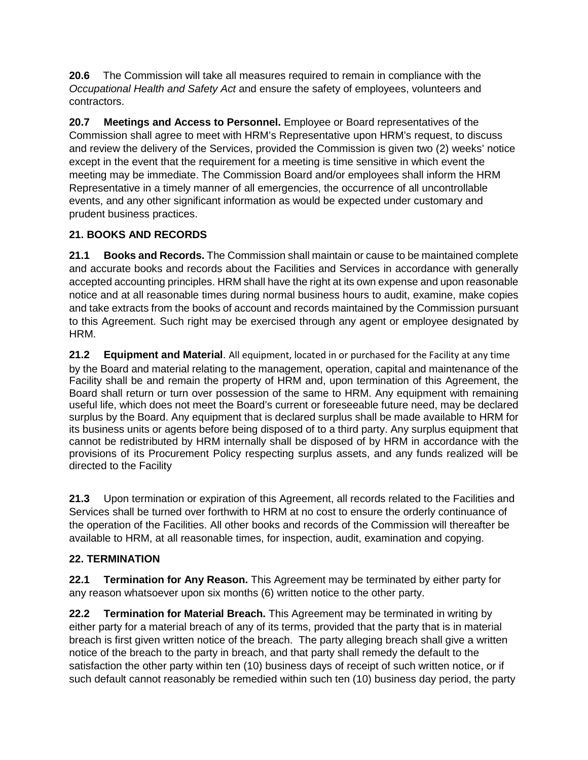**20.6** The Commission will take all measures required to remain in compliance with the *Occupational Health and Safety Act* and ensure the safety of employees, volunteers and contractors.

**20.7 Meetings and Access to Personnel.** Employee or Board representatives of the Commission shall agree to meet with HRM's Representative upon HRM's request, to discuss and review the delivery of the Services, provided the Commission is given two (2) weeks' notice except in the event that the requirement for a meeting is time sensitive in which event the meeting may be immediate. The Commission Board and/or employees shall inform the HRM Representative in a timely manner of all emergencies, the occurrence of all uncontrollable events, and any other significant information as would be expected under customary and prudent business practices.

## 21. BOOKS AND RECORDS

**21.1 Books and Records.** The Commission shall maintain or cause to be maintained complete and accurate books and records about the Facilities and Services in accordance with generally accepted accounting principles. HRM shall have the right at its own expense and upon reasonable notice and at all reasonable times during normal business hours to audit, examine, make copies and take extracts from the books of account and records maintained by the Commission pursuant to this Agreement. Such right may be exercised through any agent or employee designated by HRM.

**21.2 Equipment and Material**. All equipment, located in or purchased for the Facility at any time by the Board and material relating to the management, operation, capital and maintenance of the Facility shall be and remain the property of HRM and, upon termination of this Agreement, the Board shall return or turn over possession of the same to HRM. Any equipment with remaining useful life, which does not meet the Board's current or foreseeable future need, may be declared surplus by the Board. Any equipment that is declared surplus shall be made available to HRM for its business units or agents before being disposed of to a third party. Any surplus equipment that cannot be redistributed by HRM internally shall be disposed of by HRM in accordance with the provisions of its Procurement Policy respecting surplus assets, and any funds realized will be directed to the Facility

**21.3** Upon termination or expiration of this Agreement, all records related to the Facilities and Services shall be turned over forthwith to HRM at no cost to ensure the orderly continuance of the operation of the Facilities. All other books and records of the Commission will thereafter be available to HRM, at all reasonable times, for inspection, audit, examination and copying.

## 22. TERMINATION

**22.1 Termination for Any Reason.** This Agreement may be terminated by either party for any reason whatsoever upon six months (6) written notice to the other party.

**22.2 Termination for Material Breach.** This Agreement may be terminated in writing by either party for a material breach of any of its terms, provided that the party that is in material breach is first given written notice of the breach. The party alleging breach shall give a written notice of the breach to the party in breach, and that party shall remedy the default to the satisfaction the other party within ten (10) business days of receipt of such written notice, or if such default cannot reasonably be remedied within such ten (10) business day period, the party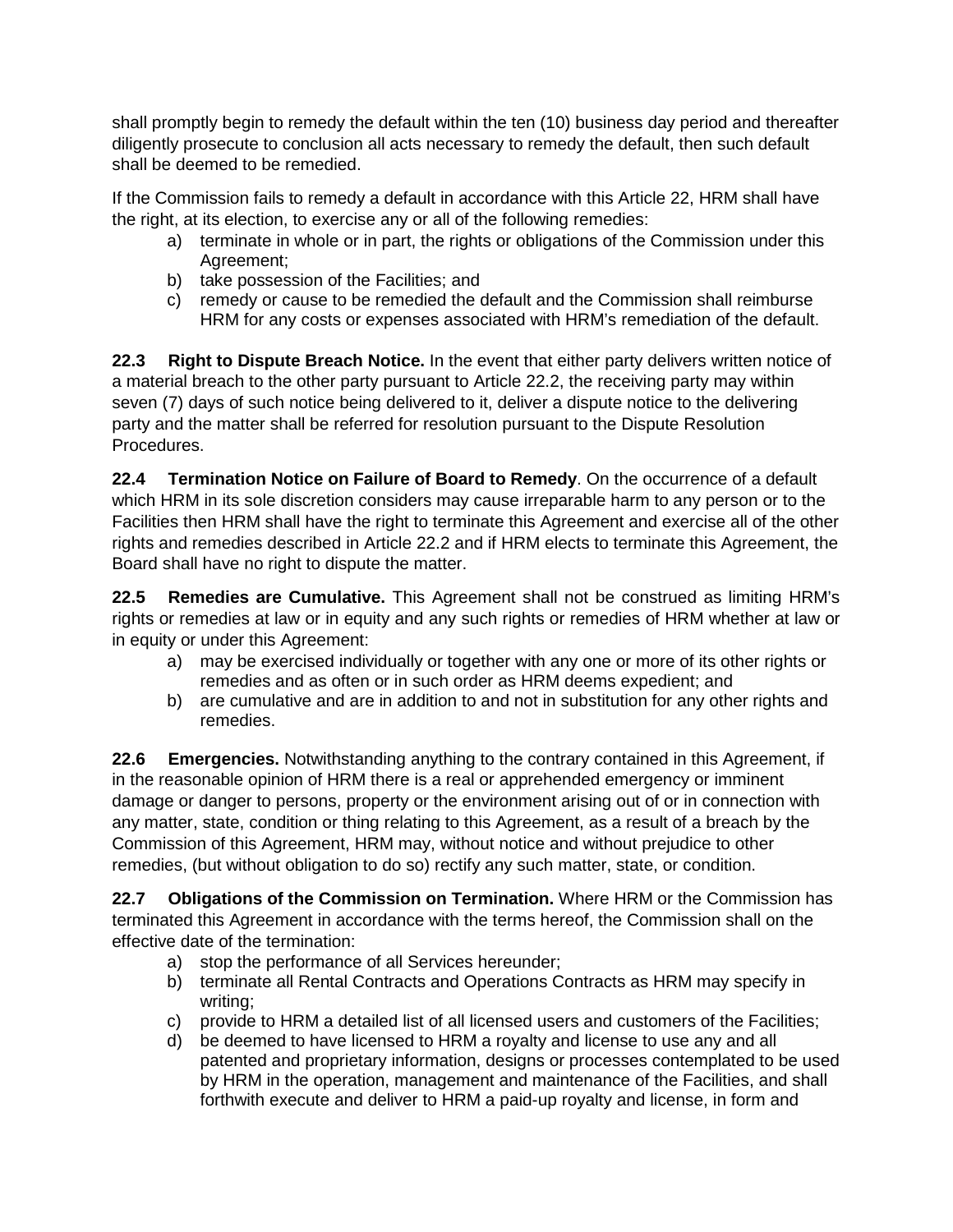shall promptly begin to remedy the default within the ten (10) business day period and thereafter diligently prosecute to conclusion all acts necessary to remedy the default, then such default shall be deemed to be remedied.

If the Commission fails to remedy a default in accordance with this Article 22, HRM shall have the right, at its election, to exercise any or all of the following remedies:

a) terminate in whole or in part, the rights or obligations of the Commission under this Agreement;
b) take possession of the Facilities; and
c) remedy or cause to be remedied the default and the Commission shall reimburse HRM for any costs or expenses associated with HRM's remediation of the default.

**22.3 Right to Dispute Breach Notice.** In the event that either party delivers written notice of a material breach to the other party pursuant to Article 22.2, the receiving party may within seven (7) days of such notice being delivered to it, deliver a dispute notice to the delivering party and the matter shall be referred for resolution pursuant to the Dispute Resolution Procedures.

**22.4 Termination Notice on Failure of Board to Remedy**. On the occurrence of a default which HRM in its sole discretion considers may cause irreparable harm to any person or to the Facilities then HRM shall have the right to terminate this Agreement and exercise all of the other rights and remedies described in Article 22.2 and if HRM elects to terminate this Agreement, the Board shall have no right to dispute the matter.

**22.5 Remedies are Cumulative.** This Agreement shall not be construed as limiting HRM's rights or remedies at law or in equity and any such rights or remedies of HRM whether at law or in equity or under this Agreement:

a) may be exercised individually or together with any one or more of its other rights or remedies and as often or in such order as HRM deems expedient; and
b) are cumulative and are in addition to and not in substitution for any other rights and remedies.

**22.6 Emergencies.** Notwithstanding anything to the contrary contained in this Agreement, if in the reasonable opinion of HRM there is a real or apprehended emergency or imminent damage or danger to persons, property or the environment arising out of or in connection with any matter, state, condition or thing relating to this Agreement, as a result of a breach by the Commission of this Agreement, HRM may, without notice and without prejudice to other remedies, (but without obligation to do so) rectify any such matter, state, or condition.

**22.7 Obligations of the Commission on Termination.** Where HRM or the Commission has terminated this Agreement in accordance with the terms hereof, the Commission shall on the effective date of the termination:

a) stop the performance of all Services hereunder;
b) terminate all Rental Contracts and Operations Contracts as HRM may specify in writing;
c) provide to HRM a detailed list of all licensed users and customers of the Facilities;
d) be deemed to have licensed to HRM a royalty and license to use any and all patented and proprietary information, designs or processes contemplated to be used by HRM in the operation, management and maintenance of the Facilities, and shall forthwith execute and deliver to HRM a paid-up royalty and license, in form and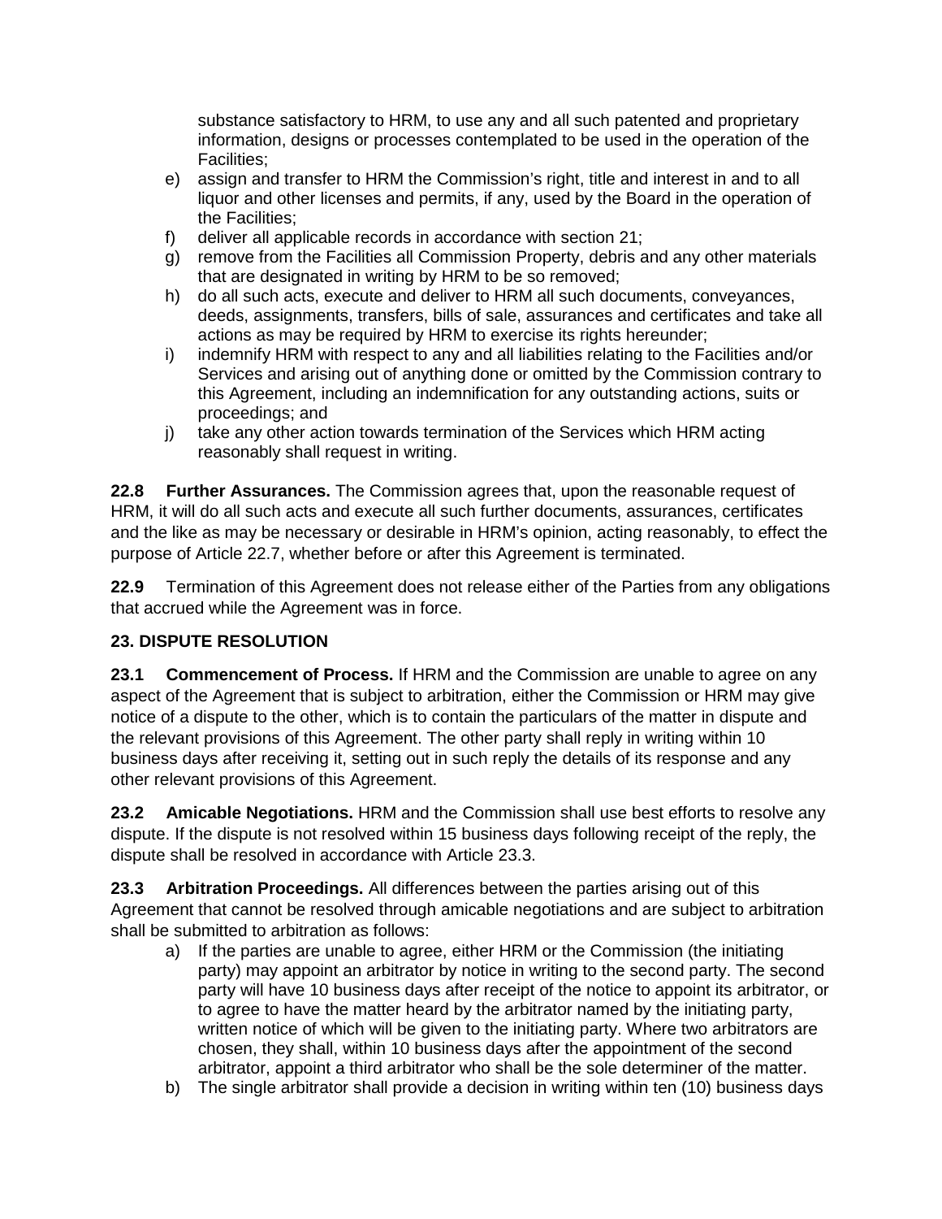substance satisfactory to HRM, to use any and all such patented and proprietary information, designs or processes contemplated to be used in the operation of the Facilities;

e) assign and transfer to HRM the Commission's right, title and interest in and to all liquor and other licenses and permits, if any, used by the Board in the operation of the Facilities;
f) deliver all applicable records in accordance with section 21;
g) remove from the Facilities all Commission Property, debris and any other materials that are designated in writing by HRM to be so removed;
h) do all such acts, execute and deliver to HRM all such documents, conveyances, deeds, assignments, transfers, bills of sale, assurances and certificates and take all actions as may be required by HRM to exercise its rights hereunder;
i) indemnify HRM with respect to any and all liabilities relating to the Facilities and/or Services and arising out of anything done or omitted by the Commission contrary to this Agreement, including an indemnification for any outstanding actions, suits or proceedings; and
j) take any other action towards termination of the Services which HRM acting reasonably shall request in writing.

**22.8 Further Assurances.** The Commission agrees that, upon the reasonable request of HRM, it will do all such acts and execute all such further documents, assurances, certificates and the like as may be necessary or desirable in HRM's opinion, acting reasonably, to effect the purpose of Article 22.7, whether before or after this Agreement is terminated.

**22.9** Termination of this Agreement does not release either of the Parties from any obligations that accrued while the Agreement was in force.

## 23. DISPUTE RESOLUTION

**23.1 Commencement of Process.** If HRM and the Commission are unable to agree on any aspect of the Agreement that is subject to arbitration, either the Commission or HRM may give notice of a dispute to the other, which is to contain the particulars of the matter in dispute and the relevant provisions of this Agreement. The other party shall reply in writing within 10 business days after receiving it, setting out in such reply the details of its response and any other relevant provisions of this Agreement.

**23.2 Amicable Negotiations.** HRM and the Commission shall use best efforts to resolve any dispute. If the dispute is not resolved within 15 business days following receipt of the reply, the dispute shall be resolved in accordance with Article 23.3.

**23.3 Arbitration Proceedings.** All differences between the parties arising out of this Agreement that cannot be resolved through amicable negotiations and are subject to arbitration shall be submitted to arbitration as follows:

a) If the parties are unable to agree, either HRM or the Commission (the initiating party) may appoint an arbitrator by notice in writing to the second party. The second party will have 10 business days after receipt of the notice to appoint its arbitrator, or to agree to have the matter heard by the arbitrator named by the initiating party, written notice of which will be given to the initiating party. Where two arbitrators are chosen, they shall, within 10 business days after the appointment of the second arbitrator, appoint a third arbitrator who shall be the sole determiner of the matter.
b) The single arbitrator shall provide a decision in writing within ten (10) business days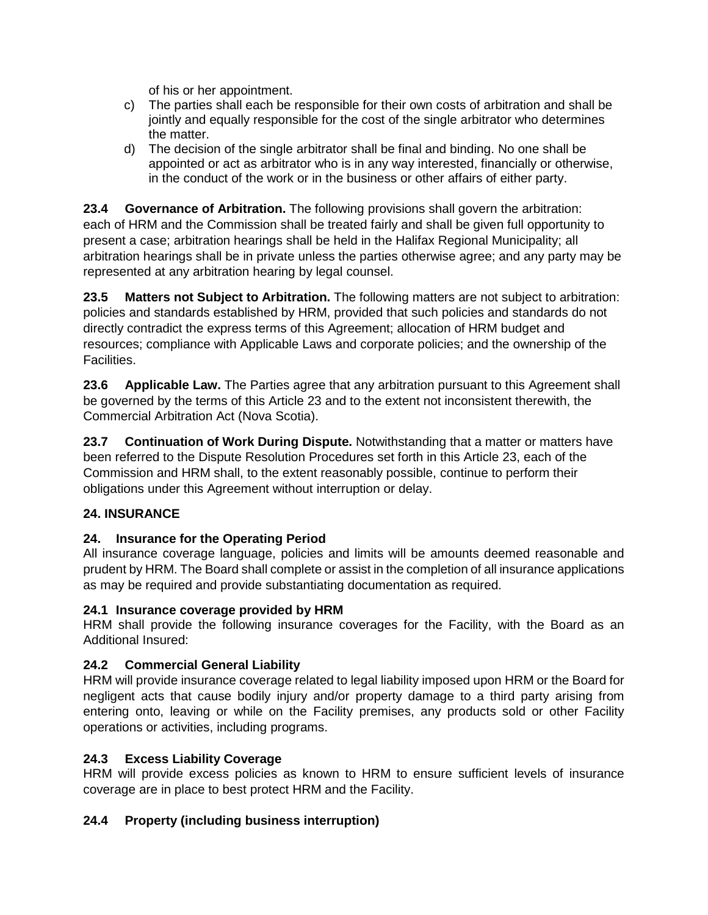of his or her appointment.

c) The parties shall each be responsible for their own costs of arbitration and shall be jointly and equally responsible for the cost of the single arbitrator who determines the matter.
d) The decision of the single arbitrator shall be final and binding. No one shall be appointed or act as arbitrator who is in any way interested, financially or otherwise, in the conduct of the work or in the business or other affairs of either party.

**23.4 Governance of Arbitration.** The following provisions shall govern the arbitration: each of HRM and the Commission shall be treated fairly and shall be given full opportunity to present a case; arbitration hearings shall be held in the Halifax Regional Municipality; all arbitration hearings shall be in private unless the parties otherwise agree; and any party may be represented at any arbitration hearing by legal counsel.

**23.5 Matters not Subject to Arbitration.** The following matters are not subject to arbitration: policies and standards established by HRM, provided that such policies and standards do not directly contradict the express terms of this Agreement; allocation of HRM budget and resources; compliance with Applicable Laws and corporate policies; and the ownership of the Facilities.

**23.6 Applicable Law.** The Parties agree that any arbitration pursuant to this Agreement shall be governed by the terms of this Article 23 and to the extent not inconsistent therewith, the Commercial Arbitration Act (Nova Scotia).

**23.7 Continuation of Work During Dispute.** Notwithstanding that a matter or matters have been referred to the Dispute Resolution Procedures set forth in this Article 23, each of the Commission and HRM shall, to the extent reasonably possible, continue to perform their obligations under this Agreement without interruption or delay.

## 24. INSURANCE

### 24. Insurance for the Operating Period

All insurance coverage language, policies and limits will be amounts deemed reasonable and prudent by HRM. The Board shall complete or assist in the completion of all insurance applications as may be required and provide substantiating documentation as required.

### 24.1 Insurance coverage provided by HRM

HRM shall provide the following insurance coverages for the Facility, with the Board as an Additional Insured:

### 24.2 Commercial General Liability

HRM will provide insurance coverage related to legal liability imposed upon HRM or the Board for negligent acts that cause bodily injury and/or property damage to a third party arising from entering onto, leaving or while on the Facility premises, any products sold or other Facility operations or activities, including programs.

### 24.3 Excess Liability Coverage

HRM will provide excess policies as known to HRM to ensure sufficient levels of insurance coverage are in place to best protect HRM and the Facility.

### 24.4 Property (including business interruption)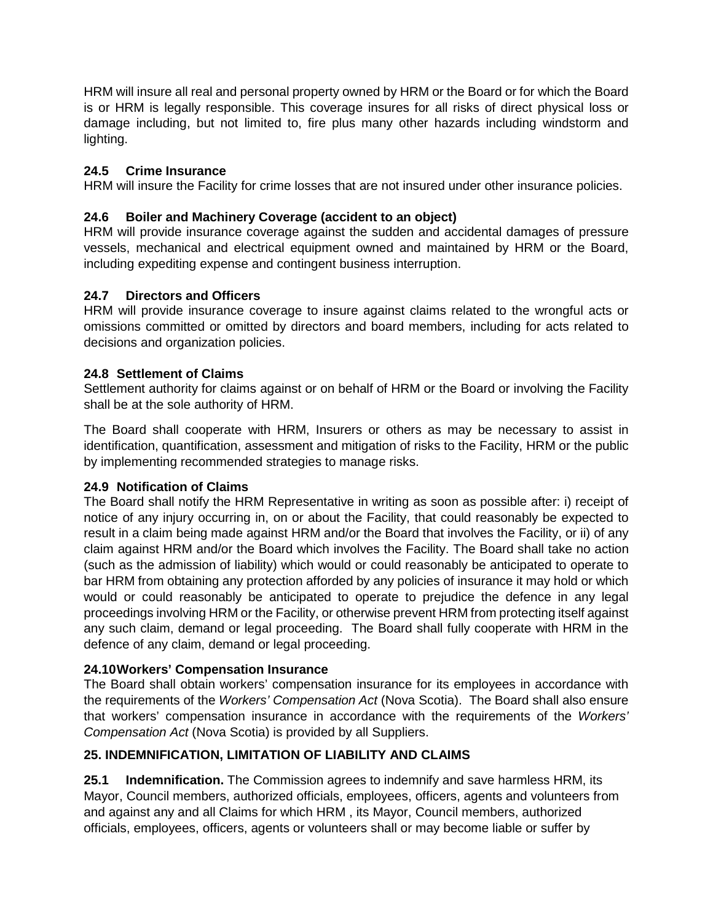HRM will insure all real and personal property owned by HRM or the Board or for which the Board is or HRM is legally responsible. This coverage insures for all risks of direct physical loss or damage including, but not limited to, fire plus many other hazards including windstorm and lighting.

### 24.5 Crime Insurance

HRM will insure the Facility for crime losses that are not insured under other insurance policies.

### 24.6 Boiler and Machinery Coverage (accident to an object)

HRM will provide insurance coverage against the sudden and accidental damages of pressure vessels, mechanical and electrical equipment owned and maintained by HRM or the Board, including expediting expense and contingent business interruption.

### 24.7 Directors and Officers

HRM will provide insurance coverage to insure against claims related to the wrongful acts or omissions committed or omitted by directors and board members, including for acts related to decisions and organization policies.

### 24.8 Settlement of Claims

Settlement authority for claims against or on behalf of HRM or the Board or involving the Facility shall be at the sole authority of HRM.

The Board shall cooperate with HRM, Insurers or others as may be necessary to assist in identification, quantification, assessment and mitigation of risks to the Facility, HRM or the public by implementing recommended strategies to manage risks.

### 24.9 Notification of Claims

The Board shall notify the HRM Representative in writing as soon as possible after: i) receipt of notice of any injury occurring in, on or about the Facility, that could reasonably be expected to result in a claim being made against HRM and/or the Board that involves the Facility, or ii) of any claim against HRM and/or the Board which involves the Facility. The Board shall take no action (such as the admission of liability) which would or could reasonably be anticipated to operate to bar HRM from obtaining any protection afforded by any policies of insurance it may hold or which would or could reasonably be anticipated to operate to prejudice the defence in any legal proceedings involving HRM or the Facility, or otherwise prevent HRM from protecting itself against any such claim, demand or legal proceeding. The Board shall fully cooperate with HRM in the defence of any claim, demand or legal proceeding.

### 24.10 Workers' Compensation Insurance

The Board shall obtain workers' compensation insurance for its employees in accordance with the requirements of the *Workers' Compensation Act* (Nova Scotia). The Board shall also ensure that workers' compensation insurance in accordance with the requirements of the *Workers' Compensation Act* (Nova Scotia) is provided by all Suppliers.

## 25. INDEMNIFICATION, LIMITATION OF LIABILITY AND CLAIMS

**25.1 Indemnification.** The Commission agrees to indemnify and save harmless HRM, its Mayor, Council members, authorized officials, employees, officers, agents and volunteers from and against any and all Claims for which HRM , its Mayor, Council members, authorized officials, employees, officers, agents or volunteers shall or may become liable or suffer by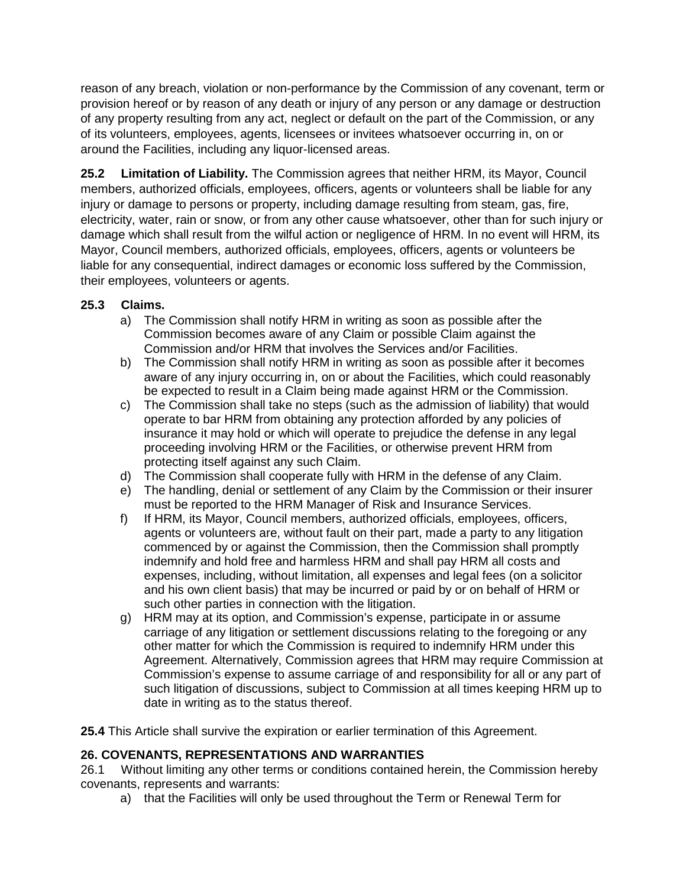reason of any breach, violation or non-performance by the Commission of any covenant, term or provision hereof or by reason of any death or injury of any person or any damage or destruction of any property resulting from any act, neglect or default on the part of the Commission, or any of its volunteers, employees, agents, licensees or invitees whatsoever occurring in, on or around the Facilities, including any liquor-licensed areas.

**25.2 Limitation of Liability.** The Commission agrees that neither HRM, its Mayor, Council members, authorized officials, employees, officers, agents or volunteers shall be liable for any injury or damage to persons or property, including damage resulting from steam, gas, fire, electricity, water, rain or snow, or from any other cause whatsoever, other than for such injury or damage which shall result from the wilful action or negligence of HRM. In no event will HRM, its Mayor, Council members, authorized officials, employees, officers, agents or volunteers be liable for any consequential, indirect damages or economic loss suffered by the Commission, their employees, volunteers or agents.

**25.3 Claims.**

a) The Commission shall notify HRM in writing as soon as possible after the Commission becomes aware of any Claim or possible Claim against the Commission and/or HRM that involves the Services and/or Facilities.
b) The Commission shall notify HRM in writing as soon as possible after it becomes aware of any injury occurring in, on or about the Facilities, which could reasonably be expected to result in a Claim being made against HRM or the Commission.
c) The Commission shall take no steps (such as the admission of liability) that would operate to bar HRM from obtaining any protection afforded by any policies of insurance it may hold or which will operate to prejudice the defense in any legal proceeding involving HRM or the Facilities, or otherwise prevent HRM from protecting itself against any such Claim.
d) The Commission shall cooperate fully with HRM in the defense of any Claim.
e) The handling, denial or settlement of any Claim by the Commission or their insurer must be reported to the HRM Manager of Risk and Insurance Services.
f) If HRM, its Mayor, Council members, authorized officials, employees, officers, agents or volunteers are, without fault on their part, made a party to any litigation commenced by or against the Commission, then the Commission shall promptly indemnify and hold free and harmless HRM and shall pay HRM all costs and expenses, including, without limitation, all expenses and legal fees (on a solicitor and his own client basis) that may be incurred or paid by or on behalf of HRM or such other parties in connection with the litigation.
g) HRM may at its option, and Commission's expense, participate in or assume carriage of any litigation or settlement discussions relating to the foregoing or any other matter for which the Commission is required to indemnify HRM under this Agreement. Alternatively, Commission agrees that HRM may require Commission at Commission's expense to assume carriage of and responsibility for all or any part of such litigation of discussions, subject to Commission at all times keeping HRM up to date in writing as to the status thereof.

**25.4** This Article shall survive the expiration or earlier termination of this Agreement.

## 26. COVENANTS, REPRESENTATIONS AND WARRANTIES

26.1 Without limiting any other terms or conditions contained herein, the Commission hereby covenants, represents and warrants:

a) that the Facilities will only be used throughout the Term or Renewal Term for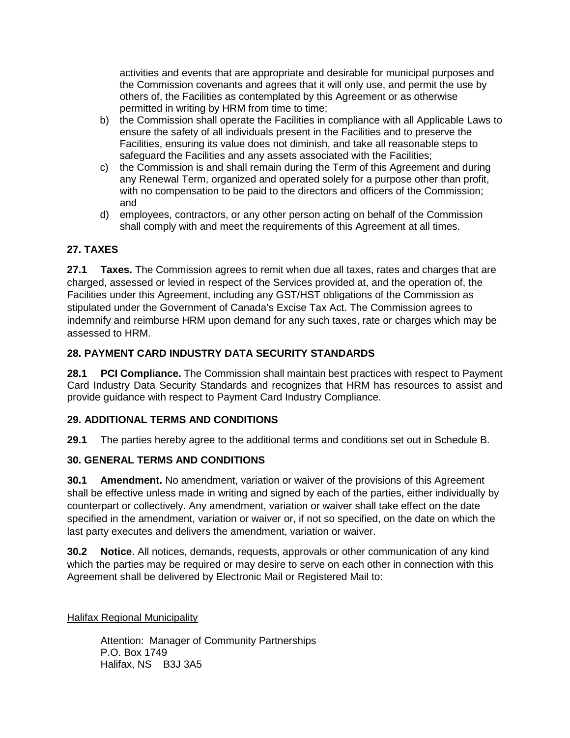activities and events that are appropriate and desirable for municipal purposes and the Commission covenants and agrees that it will only use, and permit the use by others of, the Facilities as contemplated by this Agreement or as otherwise permitted in writing by HRM from time to time;

b) the Commission shall operate the Facilities in compliance with all Applicable Laws to ensure the safety of all individuals present in the Facilities and to preserve the Facilities, ensuring its value does not diminish, and take all reasonable steps to safeguard the Facilities and any assets associated with the Facilities;

c) the Commission is and shall remain during the Term of this Agreement and during any Renewal Term, organized and operated solely for a purpose other than profit, with no compensation to be paid to the directors and officers of the Commission; and

d) employees, contractors, or any other person acting on behalf of the Commission shall comply with and meet the requirements of this Agreement at all times.

## 27. TAXES

**27.1 Taxes.** The Commission agrees to remit when due all taxes, rates and charges that are charged, assessed or levied in respect of the Services provided at, and the operation of, the Facilities under this Agreement, including any GST/HST obligations of the Commission as stipulated under the Government of Canada's Excise Tax Act. The Commission agrees to indemnify and reimburse HRM upon demand for any such taxes, rate or charges which may be assessed to HRM.

## 28. PAYMENT CARD INDUSTRY DATA SECURITY STANDARDS

**28.1 PCI Compliance.** The Commission shall maintain best practices with respect to Payment Card Industry Data Security Standards and recognizes that HRM has resources to assist and provide guidance with respect to Payment Card Industry Compliance.

## 29. ADDITIONAL TERMS AND CONDITIONS

**29.1** The parties hereby agree to the additional terms and conditions set out in Schedule B.

## 30. GENERAL TERMS AND CONDITIONS

**30.1 Amendment.** No amendment, variation or waiver of the provisions of this Agreement shall be effective unless made in writing and signed by each of the parties, either individually by counterpart or collectively. Any amendment, variation or waiver shall take effect on the date specified in the amendment, variation or waiver or, if not so specified, on the date on which the last party executes and delivers the amendment, variation or waiver.

**30.2 Notice**. All notices, demands, requests, approvals or other communication of any kind which the parties may be required or may desire to serve on each other in connection with this Agreement shall be delivered by Electronic Mail or Registered Mail to:

<u>Halifax Regional Municipality</u>

Attention: Manager of Community Partnerships
P.O. Box 1749
Halifax, NS B3J 3A5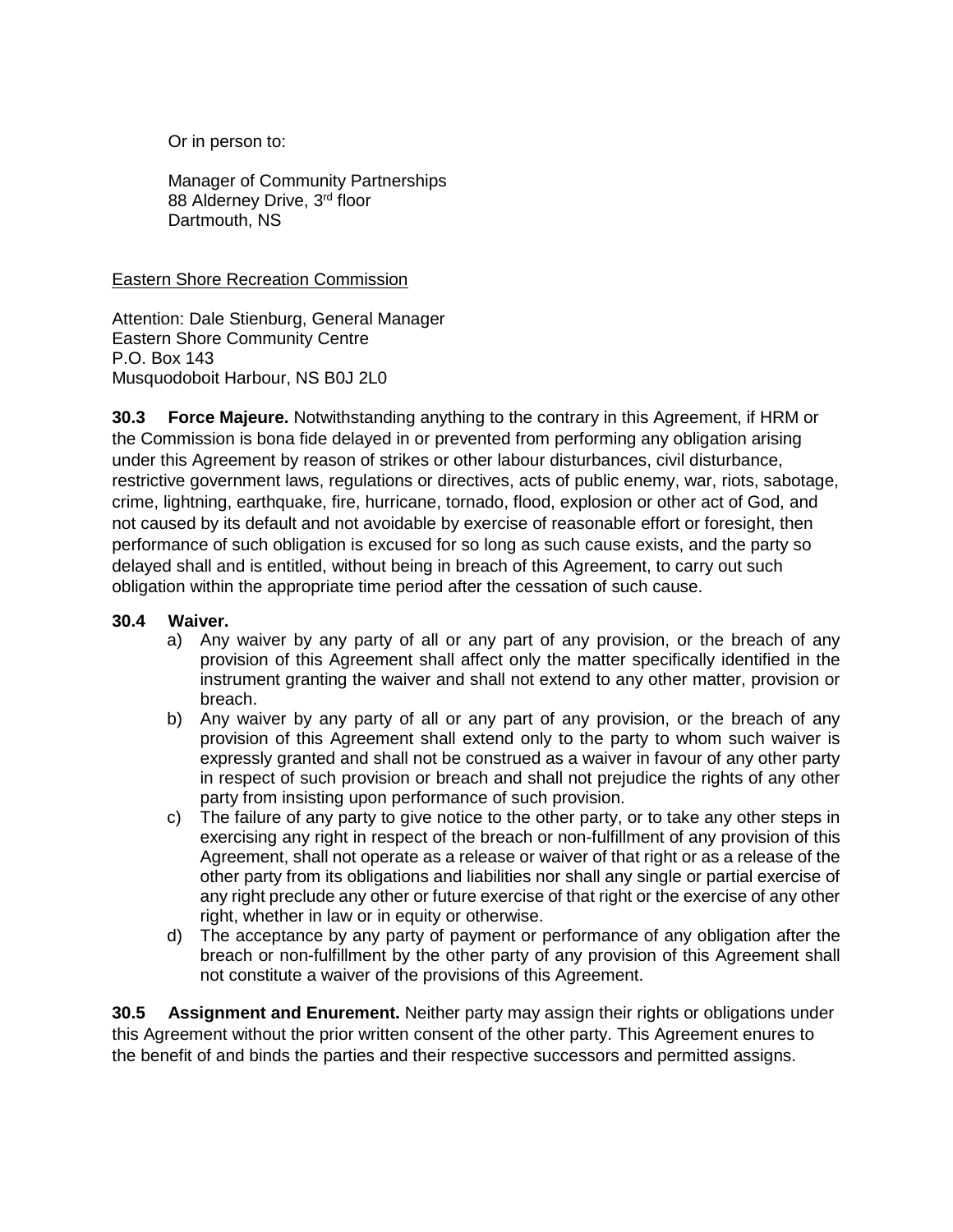Or in person to:

Manager of Community Partnerships
88 Alderney Drive, 3rd floor
Dartmouth, NS

Eastern Shore Recreation Commission

Attention: Dale Stienburg, General Manager
Eastern Shore Community Centre
P.O. Box 143
Musquodoboit Harbour, NS B0J 2L0

**30.3 Force Majeure.** Notwithstanding anything to the contrary in this Agreement, if HRM or the Commission is bona fide delayed in or prevented from performing any obligation arising under this Agreement by reason of strikes or other labour disturbances, civil disturbance, restrictive government laws, regulations or directives, acts of public enemy, war, riots, sabotage, crime, lightning, earthquake, fire, hurricane, tornado, flood, explosion or other act of God, and not caused by its default and not avoidable by exercise of reasonable effort or foresight, then performance of such obligation is excused for so long as such cause exists, and the party so delayed shall and is entitled, without being in breach of this Agreement, to carry out such obligation within the appropriate time period after the cessation of such cause.

**30.4 Waiver.**

a) Any waiver by any party of all or any part of any provision, or the breach of any provision of this Agreement shall affect only the matter specifically identified in the instrument granting the waiver and shall not extend to any other matter, provision or breach.
b) Any waiver by any party of all or any part of any provision, or the breach of any provision of this Agreement shall extend only to the party to whom such waiver is expressly granted and shall not be construed as a waiver in favour of any other party in respect of such provision or breach and shall not prejudice the rights of any other party from insisting upon performance of such provision.
c) The failure of any party to give notice to the other party, or to take any other steps in exercising any right in respect of the breach or non-fulfillment of any provision of this Agreement, shall not operate as a release or waiver of that right or as a release of the other party from its obligations and liabilities nor shall any single or partial exercise of any right preclude any other or future exercise of that right or the exercise of any other right, whether in law or in equity or otherwise.
d) The acceptance by any party of payment or performance of any obligation after the breach or non-fulfillment by the other party of any provision of this Agreement shall not constitute a waiver of the provisions of this Agreement.

**30.5 Assignment and Enurement.** Neither party may assign their rights or obligations under this Agreement without the prior written consent of the other party. This Agreement enures to the benefit of and binds the parties and their respective successors and permitted assigns.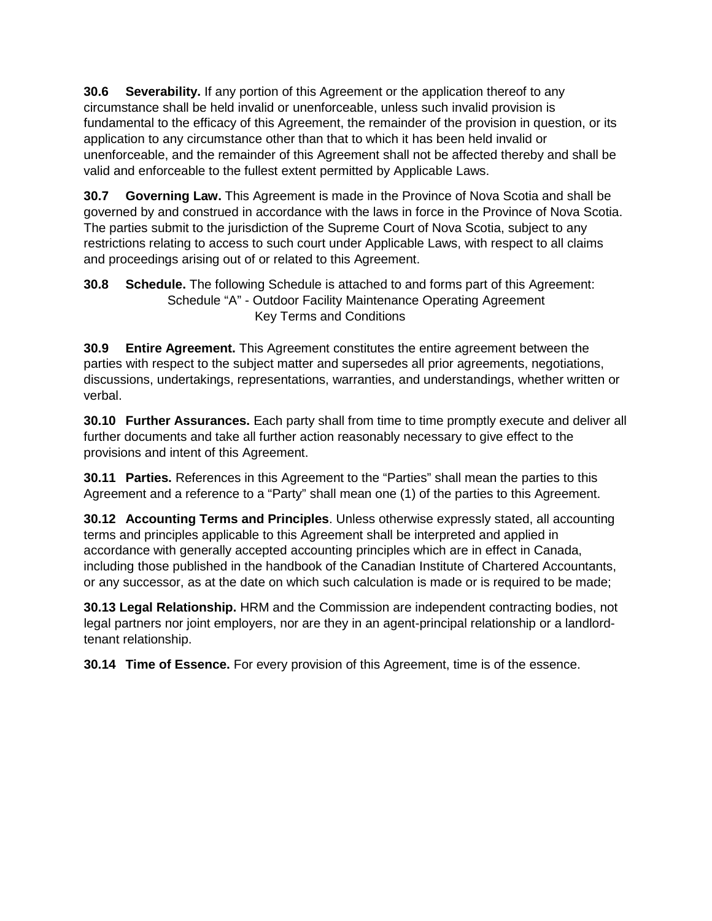**30.6 Severability.** If any portion of this Agreement or the application thereof to any circumstance shall be held invalid or unenforceable, unless such invalid provision is fundamental to the efficacy of this Agreement, the remainder of the provision in question, or its application to any circumstance other than that to which it has been held invalid or unenforceable, and the remainder of this Agreement shall not be affected thereby and shall be valid and enforceable to the fullest extent permitted by Applicable Laws.

**30.7 Governing Law.** This Agreement is made in the Province of Nova Scotia and shall be governed by and construed in accordance with the laws in force in the Province of Nova Scotia. The parties submit to the jurisdiction of the Supreme Court of Nova Scotia, subject to any restrictions relating to access to such court under Applicable Laws, with respect to all claims and proceedings arising out of or related to this Agreement.

**30.8 Schedule.** The following Schedule is attached to and forms part of this Agreement:
Schedule "A" - Outdoor Facility Maintenance Operating Agreement Key Terms and Conditions

**30.9 Entire Agreement.** This Agreement constitutes the entire agreement between the parties with respect to the subject matter and supersedes all prior agreements, negotiations, discussions, undertakings, representations, warranties, and understandings, whether written or verbal.

**30.10 Further Assurances.** Each party shall from time to time promptly execute and deliver all further documents and take all further action reasonably necessary to give effect to the provisions and intent of this Agreement.

**30.11 Parties.** References in this Agreement to the "Parties" shall mean the parties to this Agreement and a reference to a "Party" shall mean one (1) of the parties to this Agreement.

**30.12 Accounting Terms and Principles**. Unless otherwise expressly stated, all accounting terms and principles applicable to this Agreement shall be interpreted and applied in accordance with generally accepted accounting principles which are in effect in Canada, including those published in the handbook of the Canadian Institute of Chartered Accountants, or any successor, as at the date on which such calculation is made or is required to be made;

**30.13 Legal Relationship.** HRM and the Commission are independent contracting bodies, not legal partners nor joint employers, nor are they in an agent-principal relationship or a landlord-tenant relationship.

**30.14 Time of Essence.** For every provision of this Agreement, time is of the essence.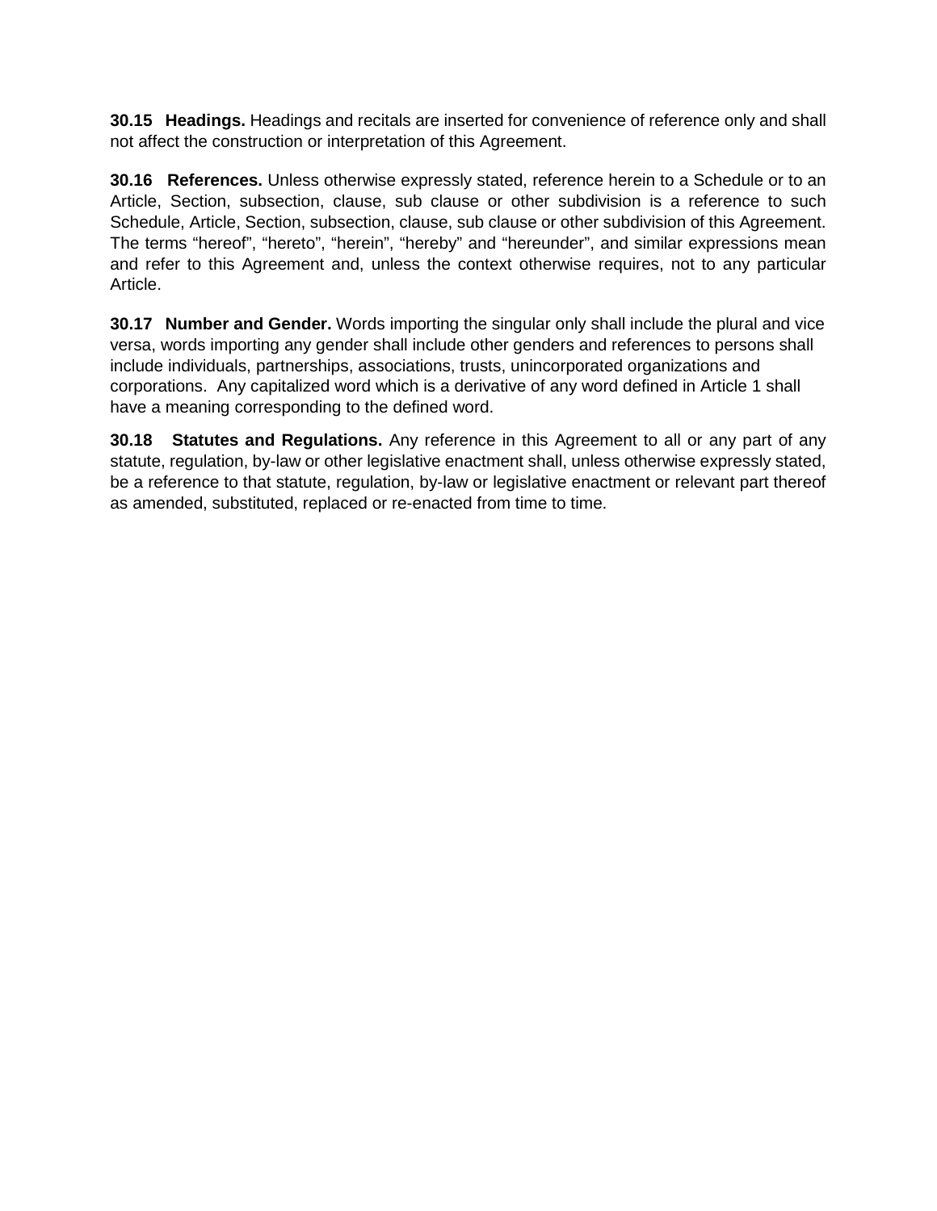**30.15 Headings.** Headings and recitals are inserted for convenience of reference only and shall not affect the construction or interpretation of this Agreement.

**30.16 References.** Unless otherwise expressly stated, reference herein to a Schedule or to an Article, Section, subsection, clause, sub clause or other subdivision is a reference to such Schedule, Article, Section, subsection, clause, sub clause or other subdivision of this Agreement. The terms "hereof", "hereto", "herein", "hereby" and "hereunder", and similar expressions mean and refer to this Agreement and, unless the context otherwise requires, not to any particular Article.

**30.17 Number and Gender.** Words importing the singular only shall include the plural and vice versa, words importing any gender shall include other genders and references to persons shall include individuals, partnerships, associations, trusts, unincorporated organizations and corporations. Any capitalized word which is a derivative of any word defined in Article 1 shall have a meaning corresponding to the defined word.

**30.18 Statutes and Regulations.** Any reference in this Agreement to all or any part of any statute, regulation, by-law or other legislative enactment shall, unless otherwise expressly stated, be a reference to that statute, regulation, by-law or legislative enactment or relevant part thereof as amended, substituted, replaced or re-enacted from time to time.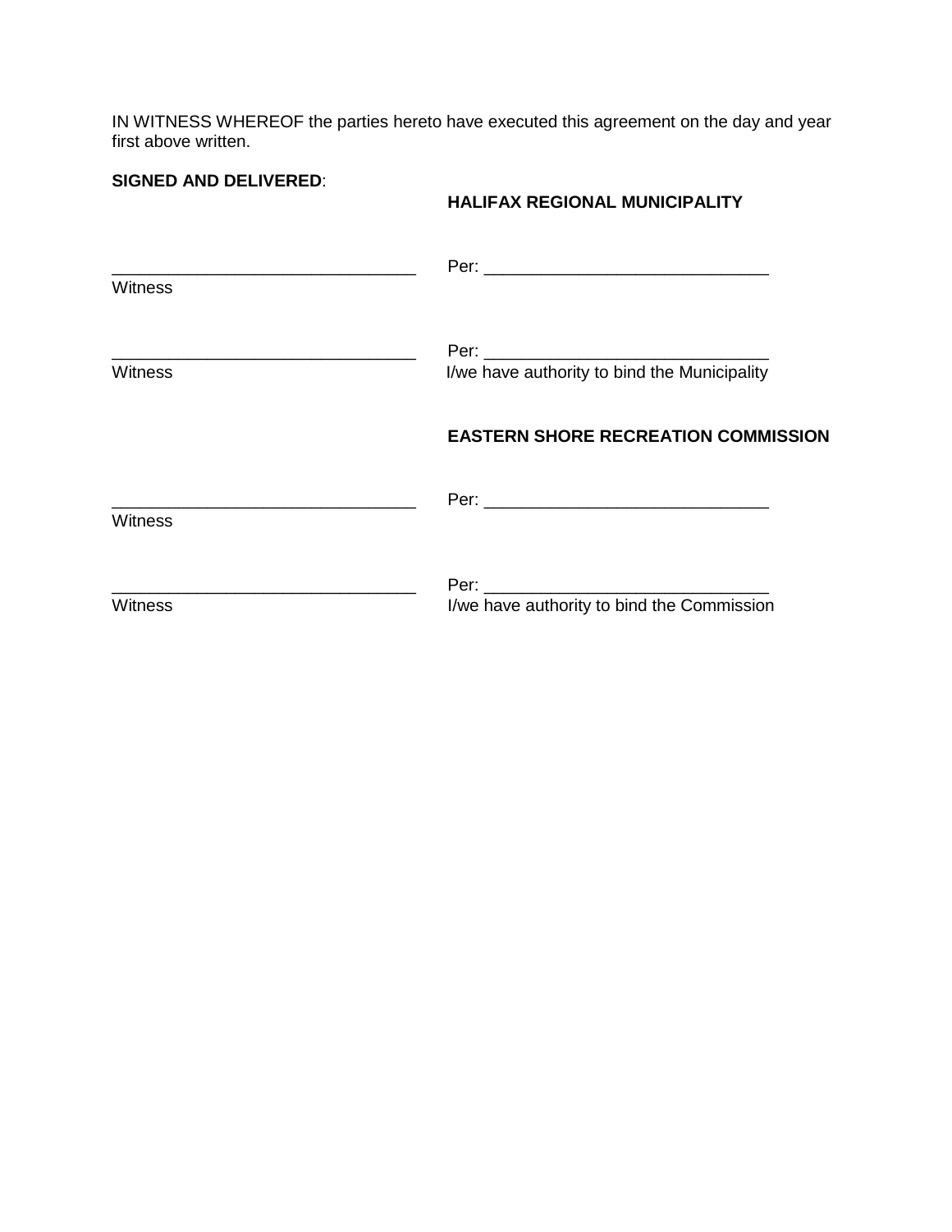IN WITNESS WHEREOF the parties hereto have executed this agreement on the day and year first above written.

**SIGNED AND DELIVERED**:

**HALIFAX REGIONAL MUNICIPALITY**

| | |
|---|---|
| ________________________________ | Per: ______________________________ |
| Witness | |
| ________________________________ | Per: ______________________________ |
| Witness | I/we have authority to bind the Municipality |

**EASTERN SHORE RECREATION COMMISSION**

| | |
|---|---|
| ________________________________ | Per: ______________________________ |
| Witness | |
| ________________________________ | Per: ______________________________ |
| Witness | I/we have authority to bind the Commission |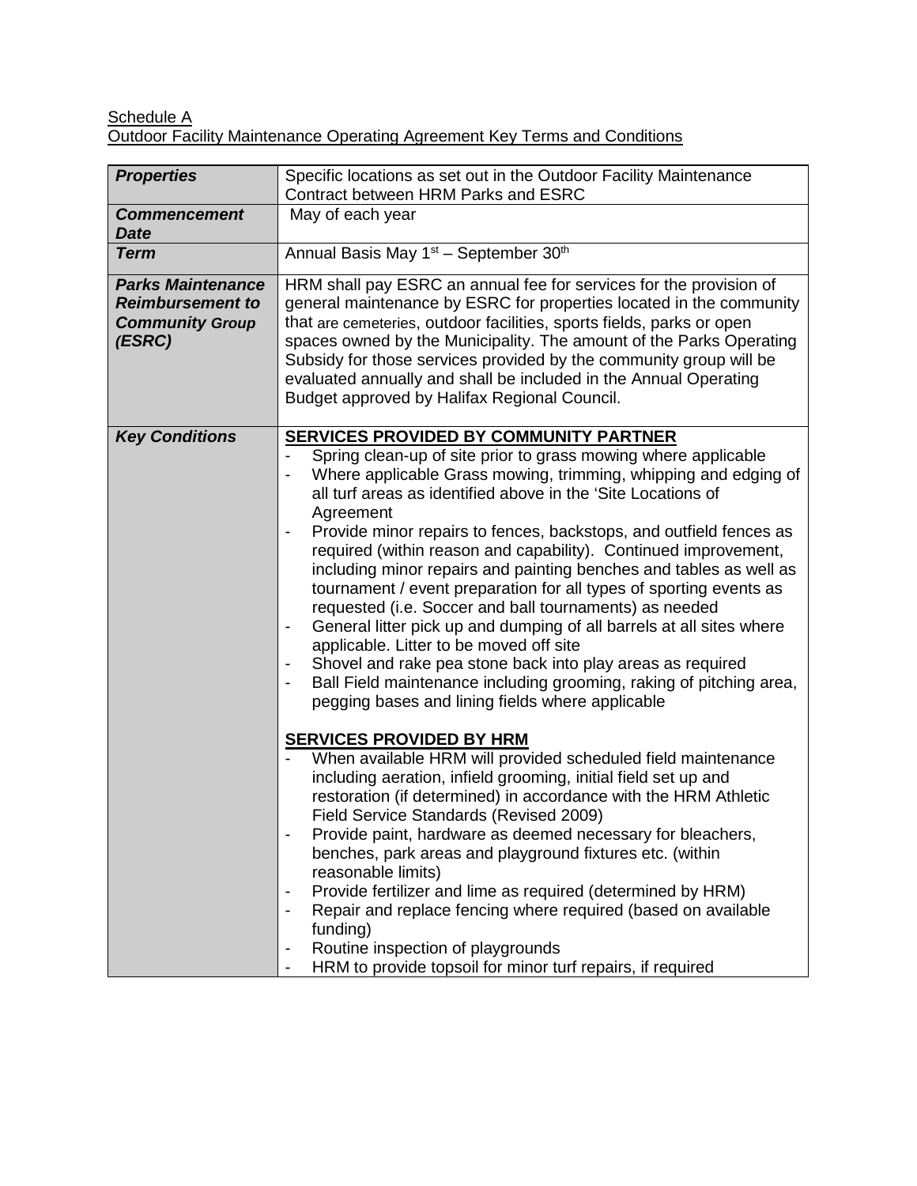Schedule A

Outdoor Facility Maintenance Operating Agreement Key Terms and Conditions

| | |
|---|---|
| ***Properties*** | Specific locations as set out in the Outdoor Facility Maintenance Contract between HRM Parks and ESRC |
| ***Commencement Date*** | May of each year |
| ***Term*** | Annual Basis May 1st – September 30th |
| ***Parks Maintenance Reimbursement to Community Group (ESRC)*** | HRM shall pay ESRC an annual fee for services for the provision of general maintenance by ESRC for properties located in the community that are cemeteries, outdoor facilities, sports fields, parks or open spaces owned by the Municipality. The amount of the Parks Operating Subsidy for those services provided by the community group will be evaluated annually and shall be included in the Annual Operating Budget approved by Halifax Regional Council. |
| ***Key Conditions*** | **SERVICES PROVIDED BY COMMUNITY PARTNER**<br>- Spring clean-up of site prior to grass mowing where applicable<br>- Where applicable Grass mowing, trimming, whipping and edging of all turf areas as identified above in the 'Site Locations of Agreement<br>- Provide minor repairs to fences, backstops, and outfield fences as required (within reason and capability). Continued improvement, including minor repairs and painting benches and tables as well as tournament / event preparation for all types of sporting events as requested (i.e. Soccer and ball tournaments) as needed<br>- General litter pick up and dumping of all barrels at all sites where applicable. Litter to be moved off site<br>- Shovel and rake pea stone back into play areas as required<br>- Ball Field maintenance including grooming, raking of pitching area, pegging bases and lining fields where applicable<br><br>**SERVICES PROVIDED BY HRM**<br>- When available HRM will provided scheduled field maintenance including aeration, infield grooming, initial field set up and restoration (if determined) in accordance with the HRM Athletic Field Service Standards (Revised 2009)<br>- Provide paint, hardware as deemed necessary for bleachers, benches, park areas and playground fixtures etc. (within reasonable limits)<br>- Provide fertilizer and lime as required (determined by HRM)<br>- Repair and replace fencing where required (based on available funding)<br>- Routine inspection of playgrounds<br>- HRM to provide topsoil for minor turf repairs, if required |